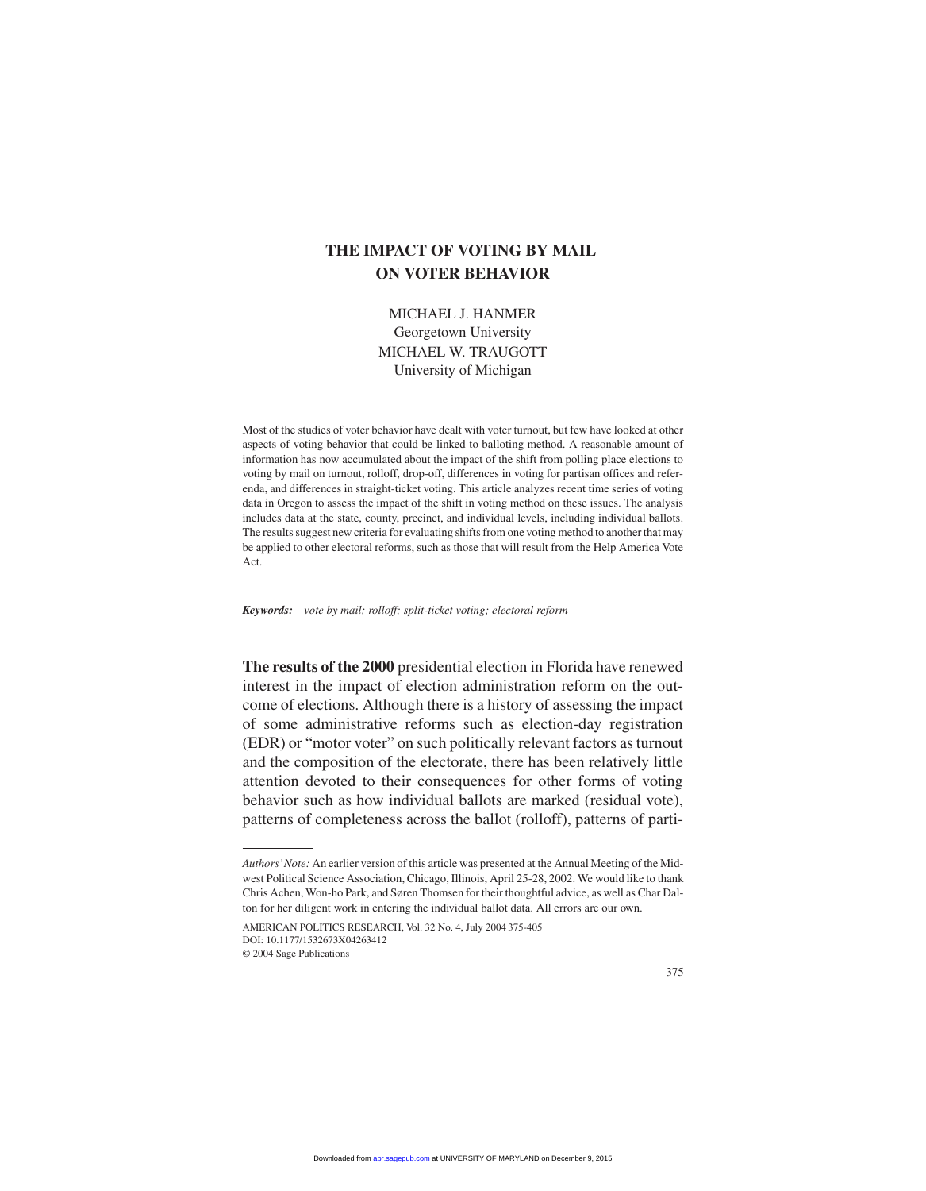# THE IMPACT OF VOTING BY MAIL ON VOTER BEHAVIOR

MICHAEL J. HANMER
Georgetown University
MICHAEL W. TRAUGOTT
University of Michigan

Most of the studies of voter behavior have dealt with voter turnout, but few have looked at other aspects of voting behavior that could be linked to balloting method. A reasonable amount of information has now accumulated about the impact of the shift from polling place elections to voting by mail on turnout, rolloff, drop-off, differences in voting for partisan offices and referenda, and differences in straight-ticket voting. This article analyzes recent time series of voting data in Oregon to assess the impact of the shift in voting method on these issues. The analysis includes data at the state, county, precinct, and individual levels, including individual ballots. The results suggest new criteria for evaluating shifts from one voting method to another that may be applied to other electoral reforms, such as those that will result from the Help America Vote Act.

***Keywords:*** *vote by mail; rolloff; split-ticket voting; electoral reform*

**The results of the 2000** presidential election in Florida have renewed interest in the impact of election administration reform on the outcome of elections. Although there is a history of assessing the impact of some administrative reforms such as election-day registration (EDR) or "motor voter" on such politically relevant factors as turnout and the composition of the electorate, there has been relatively little attention devoted to their consequences for other forms of voting behavior such as how individual ballots are marked (residual vote), patterns of completeness across the ballot (rolloff), patterns of parti-

---

*Authors' Note:* An earlier version of this article was presented at the Annual Meeting of the Midwest Political Science Association, Chicago, Illinois, April 25-28, 2002. We would like to thank Chris Achen, Won-ho Park, and Søren Thomsen for their thoughtful advice, as well as Char Dalton for her diligent work in entering the individual ballot data. All errors are our own.

AMERICAN POLITICS RESEARCH, Vol. 32 No. 4, July 2004 375-405
DOI: 10.1177/1532673X04263412
© 2004 Sage Publications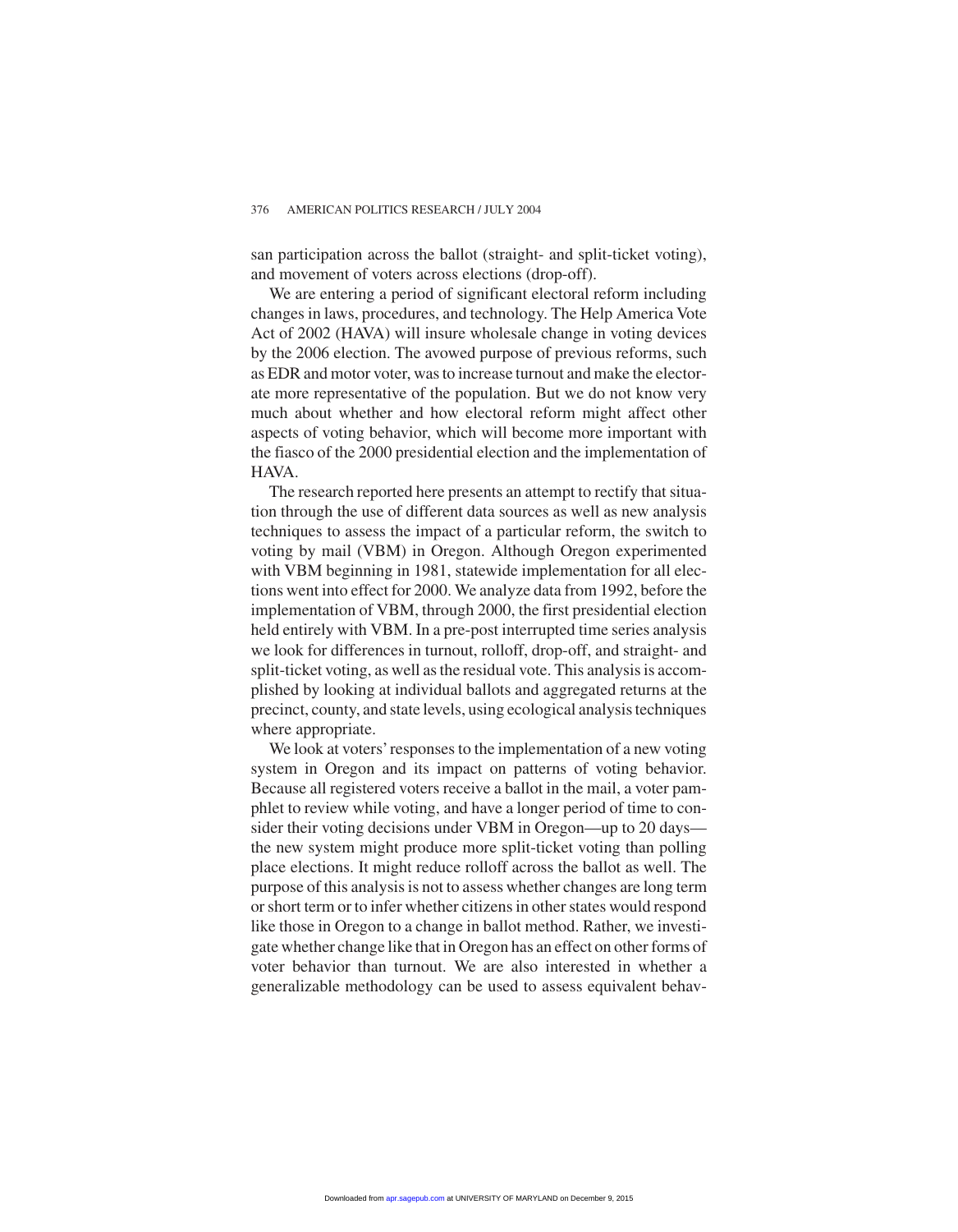san participation across the ballot (straight- and split-ticket voting), and movement of voters across elections (drop-off).

We are entering a period of significant electoral reform including changes in laws, procedures, and technology. The Help America Vote Act of 2002 (HAVA) will insure wholesale change in voting devices by the 2006 election. The avowed purpose of previous reforms, such as EDR and motor voter, was to increase turnout and make the electorate more representative of the population. But we do not know very much about whether and how electoral reform might affect other aspects of voting behavior, which will become more important with the fiasco of the 2000 presidential election and the implementation of HAVA.

The research reported here presents an attempt to rectify that situation through the use of different data sources as well as new analysis techniques to assess the impact of a particular reform, the switch to voting by mail (VBM) in Oregon. Although Oregon experimented with VBM beginning in 1981, statewide implementation for all elections went into effect for 2000. We analyze data from 1992, before the implementation of VBM, through 2000, the first presidential election held entirely with VBM. In a pre-post interrupted time series analysis we look for differences in turnout, rolloff, drop-off, and straight- and split-ticket voting, as well as the residual vote. This analysis is accomplished by looking at individual ballots and aggregated returns at the precinct, county, and state levels, using ecological analysis techniques where appropriate.

We look at voters' responses to the implementation of a new voting system in Oregon and its impact on patterns of voting behavior. Because all registered voters receive a ballot in the mail, a voter pamphlet to review while voting, and have a longer period of time to consider their voting decisions under VBM in Oregon—up to 20 days—the new system might produce more split-ticket voting than polling place elections. It might reduce rolloff across the ballot as well. The purpose of this analysis is not to assess whether changes are long term or short term or to infer whether citizens in other states would respond like those in Oregon to a change in ballot method. Rather, we investigate whether change like that in Oregon has an effect on other forms of voter behavior than turnout. We are also interested in whether a generalizable methodology can be used to assess equivalent behav-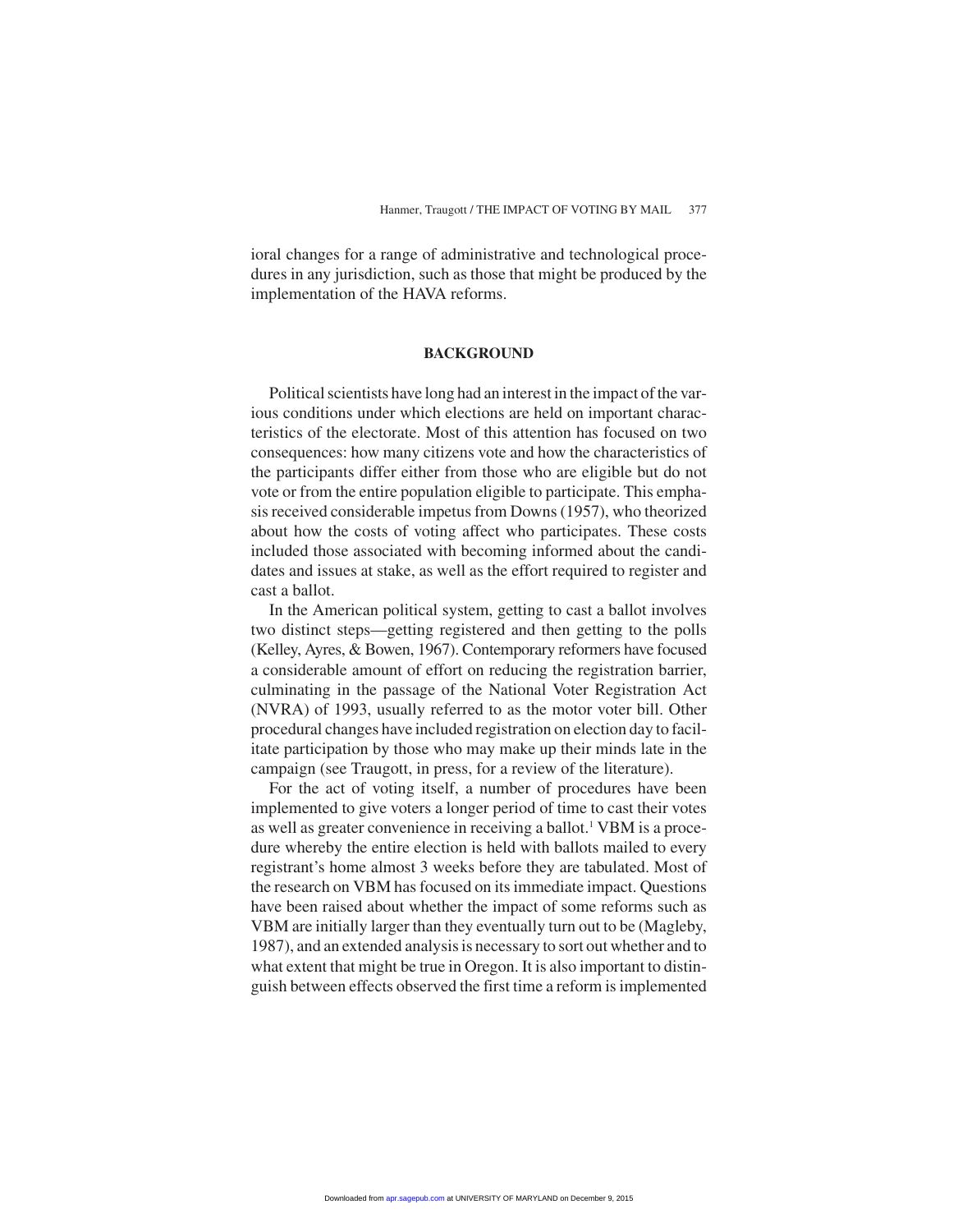ioral changes for a range of administrative and technological procedures in any jurisdiction, such as those that might be produced by the implementation of the HAVA reforms.

## BACKGROUND

Political scientists have long had an interest in the impact of the various conditions under which elections are held on important characteristics of the electorate. Most of this attention has focused on two consequences: how many citizens vote and how the characteristics of the participants differ either from those who are eligible but do not vote or from the entire population eligible to participate. This emphasis received considerable impetus from Downs (1957), who theorized about how the costs of voting affect who participates. These costs included those associated with becoming informed about the candidates and issues at stake, as well as the effort required to register and cast a ballot.

In the American political system, getting to cast a ballot involves two distinct steps—getting registered and then getting to the polls (Kelley, Ayres, & Bowen, 1967). Contemporary reformers have focused a considerable amount of effort on reducing the registration barrier, culminating in the passage of the National Voter Registration Act (NVRA) of 1993, usually referred to as the motor voter bill. Other procedural changes have included registration on election day to facilitate participation by those who may make up their minds late in the campaign (see Traugott, in press, for a review of the literature).

For the act of voting itself, a number of procedures have been implemented to give voters a longer period of time to cast their votes as well as greater convenience in receiving a ballot.[1] VBM is a procedure whereby the entire election is held with ballots mailed to every registrant's home almost 3 weeks before they are tabulated. Most of the research on VBM has focused on its immediate impact. Questions have been raised about whether the impact of some reforms such as VBM are initially larger than they eventually turn out to be (Magleby, 1987), and an extended analysis is necessary to sort out whether and to what extent that might be true in Oregon. It is also important to distinguish between effects observed the first time a reform is implemented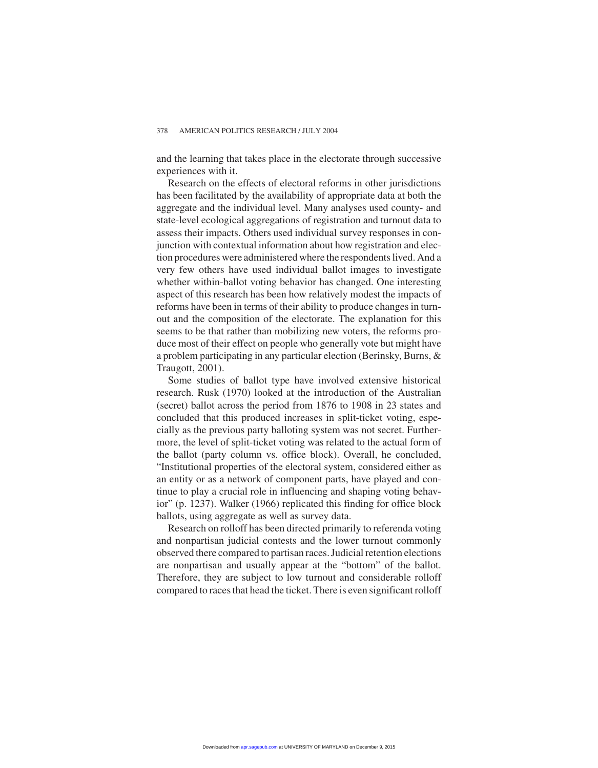and the learning that takes place in the electorate through successive experiences with it.

Research on the effects of electoral reforms in other jurisdictions has been facilitated by the availability of appropriate data at both the aggregate and the individual level. Many analyses used county- and state-level ecological aggregations of registration and turnout data to assess their impacts. Others used individual survey responses in conjunction with contextual information about how registration and election procedures were administered where the respondents lived. And a very few others have used individual ballot images to investigate whether within-ballot voting behavior has changed. One interesting aspect of this research has been how relatively modest the impacts of reforms have been in terms of their ability to produce changes in turnout and the composition of the electorate. The explanation for this seems to be that rather than mobilizing new voters, the reforms produce most of their effect on people who generally vote but might have a problem participating in any particular election (Berinsky, Burns, & Traugott, 2001).

Some studies of ballot type have involved extensive historical research. Rusk (1970) looked at the introduction of the Australian (secret) ballot across the period from 1876 to 1908 in 23 states and concluded that this produced increases in split-ticket voting, especially as the previous party balloting system was not secret. Furthermore, the level of split-ticket voting was related to the actual form of the ballot (party column vs. office block). Overall, he concluded, "Institutional properties of the electoral system, considered either as an entity or as a network of component parts, have played and continue to play a crucial role in influencing and shaping voting behavior" (p. 1237). Walker (1966) replicated this finding for office block ballots, using aggregate as well as survey data.

Research on rolloff has been directed primarily to referenda voting and nonpartisan judicial contests and the lower turnout commonly observed there compared to partisan races. Judicial retention elections are nonpartisan and usually appear at the "bottom" of the ballot. Therefore, they are subject to low turnout and considerable rolloff compared to races that head the ticket. There is even significant rolloff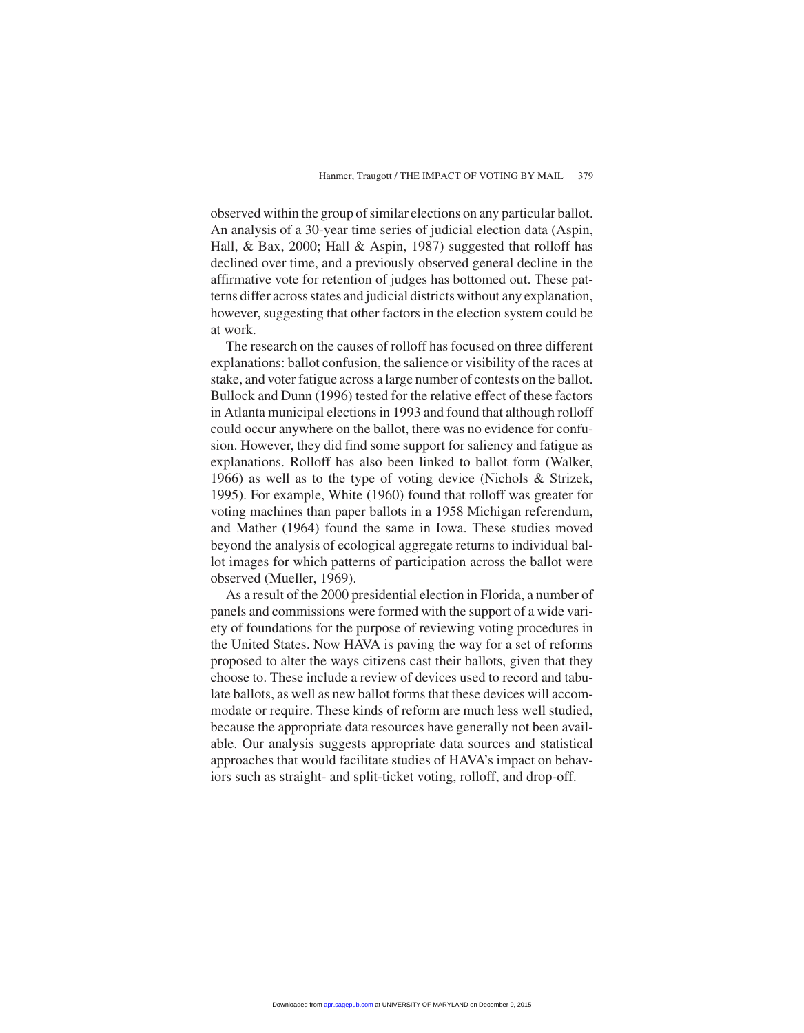observed within the group of similar elections on any particular ballot. An analysis of a 30-year time series of judicial election data (Aspin, Hall, & Bax, 2000; Hall & Aspin, 1987) suggested that rolloff has declined over time, and a previously observed general decline in the affirmative vote for retention of judges has bottomed out. These patterns differ across states and judicial districts without any explanation, however, suggesting that other factors in the election system could be at work.

The research on the causes of rolloff has focused on three different explanations: ballot confusion, the salience or visibility of the races at stake, and voter fatigue across a large number of contests on the ballot. Bullock and Dunn (1996) tested for the relative effect of these factors in Atlanta municipal elections in 1993 and found that although rolloff could occur anywhere on the ballot, there was no evidence for confusion. However, they did find some support for saliency and fatigue as explanations. Rolloff has also been linked to ballot form (Walker, 1966) as well as to the type of voting device (Nichols & Strizek, 1995). For example, White (1960) found that rolloff was greater for voting machines than paper ballots in a 1958 Michigan referendum, and Mather (1964) found the same in Iowa. These studies moved beyond the analysis of ecological aggregate returns to individual ballot images for which patterns of participation across the ballot were observed (Mueller, 1969).

As a result of the 2000 presidential election in Florida, a number of panels and commissions were formed with the support of a wide variety of foundations for the purpose of reviewing voting procedures in the United States. Now HAVA is paving the way for a set of reforms proposed to alter the ways citizens cast their ballots, given that they choose to. These include a review of devices used to record and tabulate ballots, as well as new ballot forms that these devices will accommodate or require. These kinds of reform are much less well studied, because the appropriate data resources have generally not been available. Our analysis suggests appropriate data sources and statistical approaches that would facilitate studies of HAVA's impact on behaviors such as straight- and split-ticket voting, rolloff, and drop-off.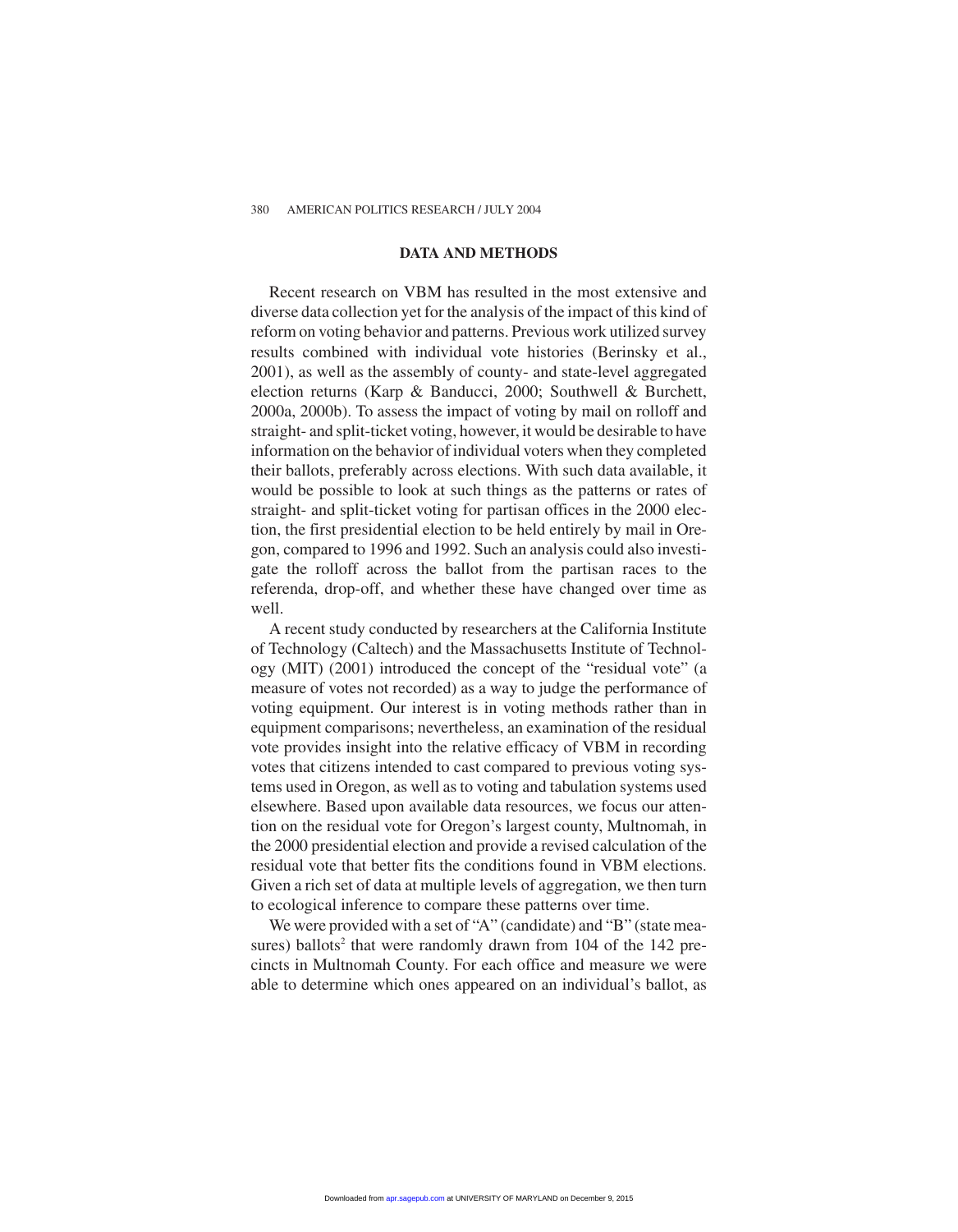## DATA AND METHODS

Recent research on VBM has resulted in the most extensive and diverse data collection yet for the analysis of the impact of this kind of reform on voting behavior and patterns. Previous work utilized survey results combined with individual vote histories (Berinsky et al., 2001), as well as the assembly of county- and state-level aggregated election returns (Karp & Banducci, 2000; Southwell & Burchett, 2000a, 2000b). To assess the impact of voting by mail on rolloff and straight- and split-ticket voting, however, it would be desirable to have information on the behavior of individual voters when they completed their ballots, preferably across elections. With such data available, it would be possible to look at such things as the patterns or rates of straight- and split-ticket voting for partisan offices in the 2000 election, the first presidential election to be held entirely by mail in Oregon, compared to 1996 and 1992. Such an analysis could also investigate the rolloff across the ballot from the partisan races to the referenda, drop-off, and whether these have changed over time as well.

A recent study conducted by researchers at the California Institute of Technology (Caltech) and the Massachusetts Institute of Technology (MIT) (2001) introduced the concept of the "residual vote" (a measure of votes not recorded) as a way to judge the performance of voting equipment. Our interest is in voting methods rather than in equipment comparisons; nevertheless, an examination of the residual vote provides insight into the relative efficacy of VBM in recording votes that citizens intended to cast compared to previous voting systems used in Oregon, as well as to voting and tabulation systems used elsewhere. Based upon available data resources, we focus our attention on the residual vote for Oregon's largest county, Multnomah, in the 2000 presidential election and provide a revised calculation of the residual vote that better fits the conditions found in VBM elections. Given a rich set of data at multiple levels of aggregation, we then turn to ecological inference to compare these patterns over time.

We were provided with a set of "A" (candidate) and "B" (state measures) ballots[2] that were randomly drawn from 104 of the 142 precincts in Multnomah County. For each office and measure we were able to determine which ones appeared on an individual's ballot, as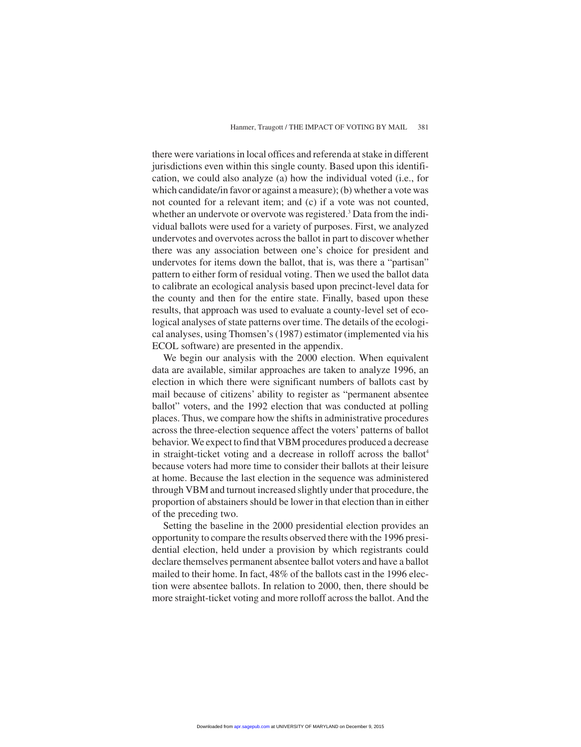there were variations in local offices and referenda at stake in different jurisdictions even within this single county. Based upon this identification, we could also analyze (a) how the individual voted (i.e., for which candidate/in favor or against a measure); (b) whether a vote was not counted for a relevant item; and (c) if a vote was not counted, whether an undervote or overvote was registered.[3] Data from the individual ballots were used for a variety of purposes. First, we analyzed undervotes and overvotes across the ballot in part to discover whether there was any association between one's choice for president and undervotes for items down the ballot, that is, was there a "partisan" pattern to either form of residual voting. Then we used the ballot data to calibrate an ecological analysis based upon precinct-level data for the county and then for the entire state. Finally, based upon these results, that approach was used to evaluate a county-level set of ecological analyses of state patterns over time. The details of the ecological analyses, using Thomsen's (1987) estimator (implemented via his ECOL software) are presented in the appendix.

We begin our analysis with the 2000 election. When equivalent data are available, similar approaches are taken to analyze 1996, an election in which there were significant numbers of ballots cast by mail because of citizens' ability to register as "permanent absentee ballot" voters, and the 1992 election that was conducted at polling places. Thus, we compare how the shifts in administrative procedures across the three-election sequence affect the voters' patterns of ballot behavior. We expect to find that VBM procedures produced a decrease in straight-ticket voting and a decrease in rolloff across the ballot[4] because voters had more time to consider their ballots at their leisure at home. Because the last election in the sequence was administered through VBM and turnout increased slightly under that procedure, the proportion of abstainers should be lower in that election than in either of the preceding two.

Setting the baseline in the 2000 presidential election provides an opportunity to compare the results observed there with the 1996 presidential election, held under a provision by which registrants could declare themselves permanent absentee ballot voters and have a ballot mailed to their home. In fact, 48% of the ballots cast in the 1996 election were absentee ballots. In relation to 2000, then, there should be more straight-ticket voting and more rolloff across the ballot. And the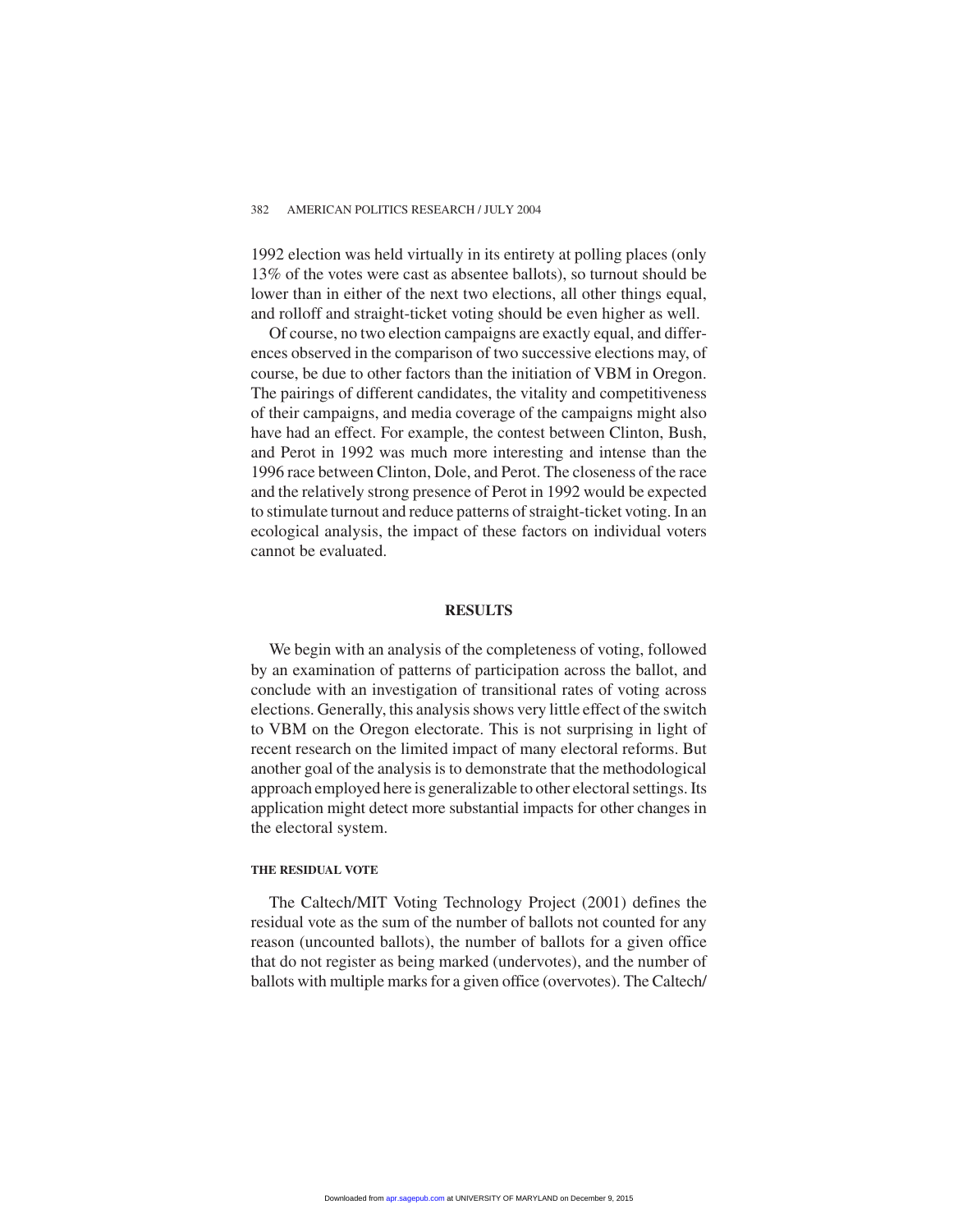1992 election was held virtually in its entirety at polling places (only 13% of the votes were cast as absentee ballots), so turnout should be lower than in either of the next two elections, all other things equal, and rolloff and straight-ticket voting should be even higher as well.

Of course, no two election campaigns are exactly equal, and differences observed in the comparison of two successive elections may, of course, be due to other factors than the initiation of VBM in Oregon. The pairings of different candidates, the vitality and competitiveness of their campaigns, and media coverage of the campaigns might also have had an effect. For example, the contest between Clinton, Bush, and Perot in 1992 was much more interesting and intense than the 1996 race between Clinton, Dole, and Perot. The closeness of the race and the relatively strong presence of Perot in 1992 would be expected to stimulate turnout and reduce patterns of straight-ticket voting. In an ecological analysis, the impact of these factors on individual voters cannot be evaluated.

## RESULTS

We begin with an analysis of the completeness of voting, followed by an examination of patterns of participation across the ballot, and conclude with an investigation of transitional rates of voting across elections. Generally, this analysis shows very little effect of the switch to VBM on the Oregon electorate. This is not surprising in light of recent research on the limited impact of many electoral reforms. But another goal of the analysis is to demonstrate that the methodological approach employed here is generalizable to other electoral settings. Its application might detect more substantial impacts for other changes in the electoral system.

### THE RESIDUAL VOTE

The Caltech/MIT Voting Technology Project (2001) defines the residual vote as the sum of the number of ballots not counted for any reason (uncounted ballots), the number of ballots for a given office that do not register as being marked (undervotes), and the number of ballots with multiple marks for a given office (overvotes). The Caltech/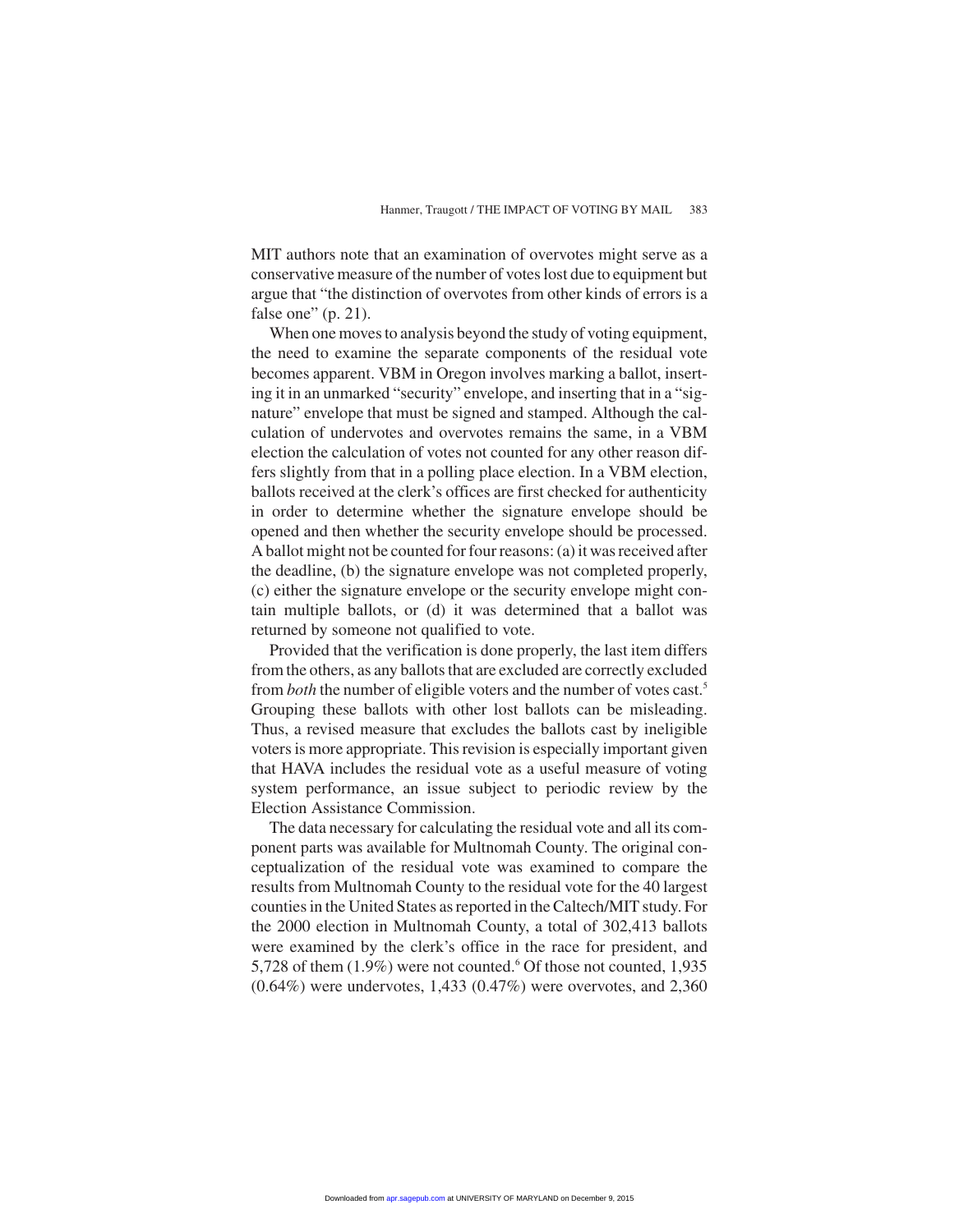MIT authors note that an examination of overvotes might serve as a conservative measure of the number of votes lost due to equipment but argue that "the distinction of overvotes from other kinds of errors is a false one" (p. 21).

When one moves to analysis beyond the study of voting equipment, the need to examine the separate components of the residual vote becomes apparent. VBM in Oregon involves marking a ballot, inserting it in an unmarked "security" envelope, and inserting that in a "signature" envelope that must be signed and stamped. Although the calculation of undervotes and overvotes remains the same, in a VBM election the calculation of votes not counted for any other reason differs slightly from that in a polling place election. In a VBM election, ballots received at the clerk's offices are first checked for authenticity in order to determine whether the signature envelope should be opened and then whether the security envelope should be processed. A ballot might not be counted for four reasons: (a) it was received after the deadline, (b) the signature envelope was not completed properly, (c) either the signature envelope or the security envelope might contain multiple ballots, or (d) it was determined that a ballot was returned by someone not qualified to vote.

Provided that the verification is done properly, the last item differs from the others, as any ballots that are excluded are correctly excluded from *both* the number of eligible voters and the number of votes cast.[5] Grouping these ballots with other lost ballots can be misleading. Thus, a revised measure that excludes the ballots cast by ineligible voters is more appropriate. This revision is especially important given that HAVA includes the residual vote as a useful measure of voting system performance, an issue subject to periodic review by the Election Assistance Commission.

The data necessary for calculating the residual vote and all its component parts was available for Multnomah County. The original conceptualization of the residual vote was examined to compare the results from Multnomah County to the residual vote for the 40 largest counties in the United States as reported in the Caltech/MIT study. For the 2000 election in Multnomah County, a total of 302,413 ballots were examined by the clerk's office in the race for president, and 5,728 of them (1.9%) were not counted.[6] Of those not counted, 1,935 (0.64%) were undervotes, 1,433 (0.47%) were overvotes, and 2,360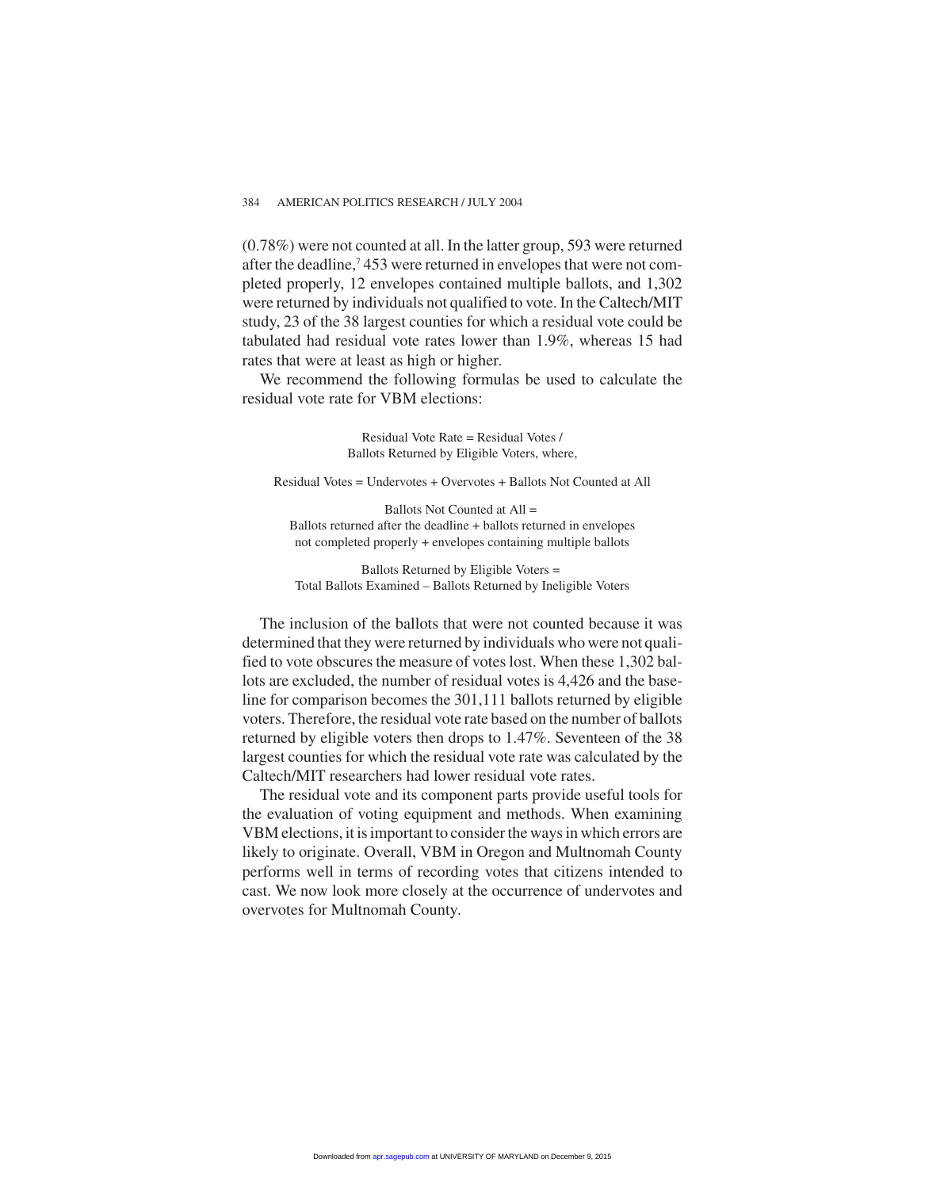(0.78%) were not counted at all. In the latter group, 593 were returned after the deadline,[7] 453 were returned in envelopes that were not completed properly, 12 envelopes contained multiple ballots, and 1,302 were returned by individuals not qualified to vote. In the Caltech/MIT study, 23 of the 38 largest counties for which a residual vote could be tabulated had residual vote rates lower than 1.9%, whereas 15 had rates that were at least as high or higher.

We recommend the following formulas be used to calculate the residual vote rate for VBM elections:

Residual Vote Rate = Residual Votes / Ballots Returned by Eligible Voters, where,

Residual Votes = Undervotes + Overvotes + Ballots Not Counted at All

Ballots Not Counted at All = Ballots returned after the deadline + ballots returned in envelopes not completed properly + envelopes containing multiple ballots

Ballots Returned by Eligible Voters = Total Ballots Examined – Ballots Returned by Ineligible Voters

The inclusion of the ballots that were not counted because it was determined that they were returned by individuals who were not qualified to vote obscures the measure of votes lost. When these 1,302 ballots are excluded, the number of residual votes is 4,426 and the baseline for comparison becomes the 301,111 ballots returned by eligible voters. Therefore, the residual vote rate based on the number of ballots returned by eligible voters then drops to 1.47%. Seventeen of the 38 largest counties for which the residual vote rate was calculated by the Caltech/MIT researchers had lower residual vote rates.

The residual vote and its component parts provide useful tools for the evaluation of voting equipment and methods. When examining VBM elections, it is important to consider the ways in which errors are likely to originate. Overall, VBM in Oregon and Multnomah County performs well in terms of recording votes that citizens intended to cast. We now look more closely at the occurrence of undervotes and overvotes for Multnomah County.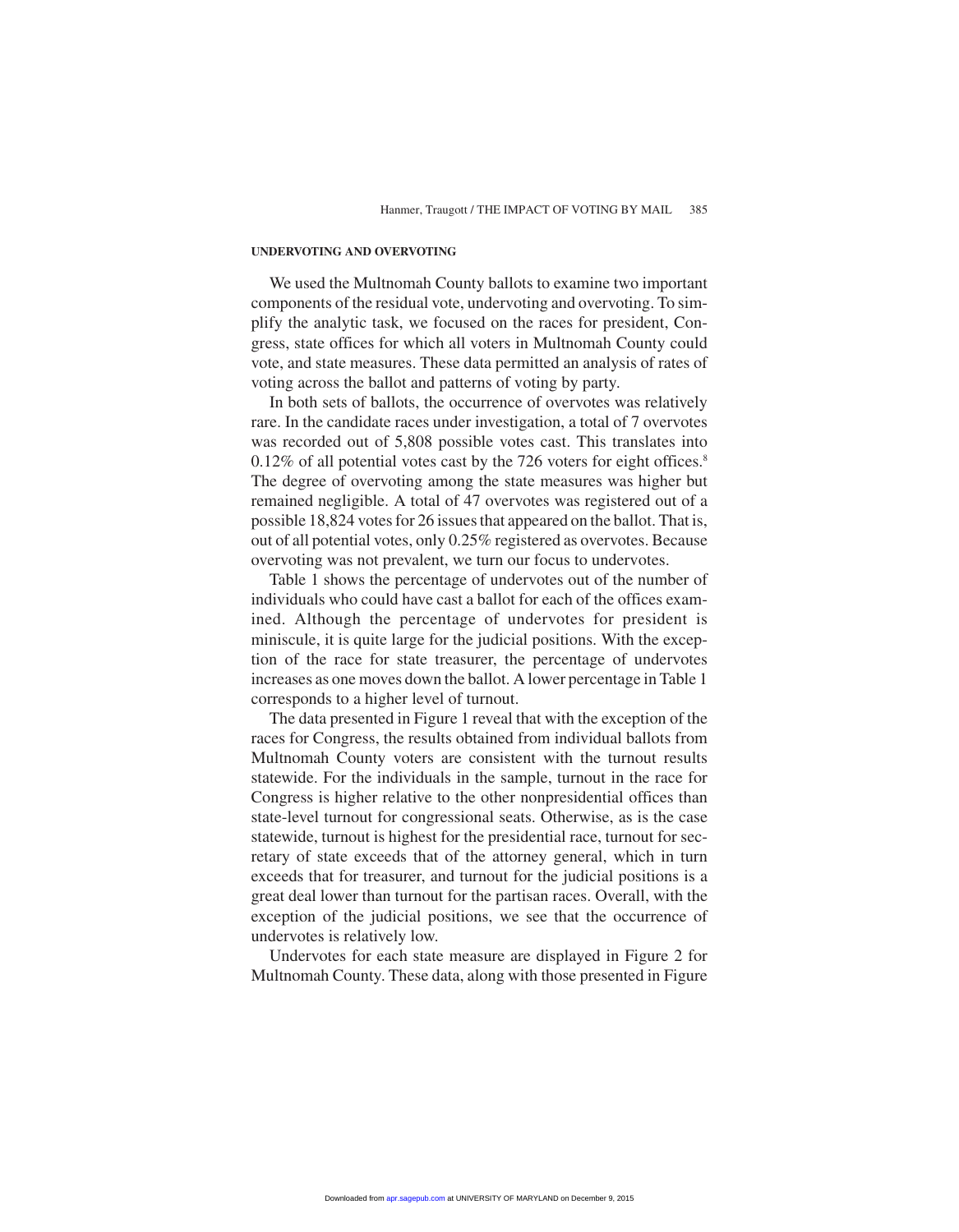### UNDERVOTING AND OVERVOTING

We used the Multnomah County ballots to examine two important components of the residual vote, undervoting and overvoting. To simplify the analytic task, we focused on the races for president, Congress, state offices for which all voters in Multnomah County could vote, and state measures. These data permitted an analysis of rates of voting across the ballot and patterns of voting by party.

In both sets of ballots, the occurrence of overvotes was relatively rare. In the candidate races under investigation, a total of 7 overvotes was recorded out of 5,808 possible votes cast. This translates into 0.12% of all potential votes cast by the 726 voters for eight offices.[8] The degree of overvoting among the state measures was higher but remained negligible. A total of 47 overvotes was registered out of a possible 18,824 votes for 26 issues that appeared on the ballot. That is, out of all potential votes, only 0.25% registered as overvotes. Because overvoting was not prevalent, we turn our focus to undervotes.

Table 1 shows the percentage of undervotes out of the number of individuals who could have cast a ballot for each of the offices examined. Although the percentage of undervotes for president is miniscule, it is quite large for the judicial positions. With the exception of the race for state treasurer, the percentage of undervotes increases as one moves down the ballot. A lower percentage in Table 1 corresponds to a higher level of turnout.

The data presented in Figure 1 reveal that with the exception of the races for Congress, the results obtained from individual ballots from Multnomah County voters are consistent with the turnout results statewide. For the individuals in the sample, turnout in the race for Congress is higher relative to the other nonpresidential offices than state-level turnout for congressional seats. Otherwise, as is the case statewide, turnout is highest for the presidential race, turnout for secretary of state exceeds that of the attorney general, which in turn exceeds that for treasurer, and turnout for the judicial positions is a great deal lower than turnout for the partisan races. Overall, with the exception of the judicial positions, we see that the occurrence of undervotes is relatively low.

Undervotes for each state measure are displayed in Figure 2 for Multnomah County. These data, along with those presented in Figure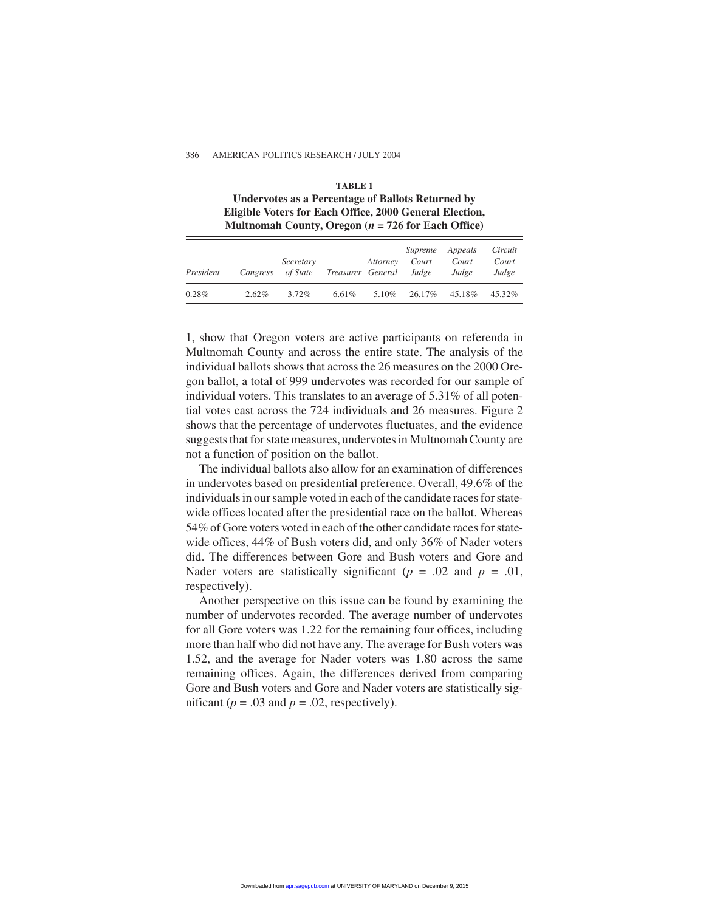**TABLE 1**
**Undervotes as a Percentage of Ballots Returned by Eligible Voters for Each Office, 2000 General Election, Multnomah County, Oregon ($n$ = 726 for Each Office)**

| *President* | *Congress* | *Secretary of State* | *Treasurer* | *Attorney General* | *Supreme Court Judge* | *Appeals Court Judge* | *Circuit Court Judge* |
|---|---|---|---|---|---|---|---|
| 0.28% | 2.62% | 3.72% | 6.61% | 5.10% | 26.17% | 45.18% | 45.32% |

1, show that Oregon voters are active participants on referenda in Multnomah County and across the entire state. The analysis of the individual ballots shows that across the 26 measures on the 2000 Oregon ballot, a total of 999 undervotes was recorded for our sample of individual voters. This translates to an average of 5.31% of all potential votes cast across the 724 individuals and 26 measures. Figure 2 shows that the percentage of undervotes fluctuates, and the evidence suggests that for state measures, undervotes in Multnomah County are not a function of position on the ballot.

The individual ballots also allow for an examination of differences in undervotes based on presidential preference. Overall, 49.6% of the individuals in our sample voted in each of the candidate races for statewide offices located after the presidential race on the ballot. Whereas 54% of Gore voters voted in each of the other candidate races for statewide offices, 44% of Bush voters did, and only 36% of Nader voters did. The differences between Gore and Bush voters and Gore and Nader voters are statistically significant ($p$ = .02 and $p$ = .01, respectively).

Another perspective on this issue can be found by examining the number of undervotes recorded. The average number of undervotes for all Gore voters was 1.22 for the remaining four offices, including more than half who did not have any. The average for Bush voters was 1.52, and the average for Nader voters was 1.80 across the same remaining offices. Again, the differences derived from comparing Gore and Bush voters and Gore and Nader voters are statistically significant ($p$ = .03 and $p$ = .02, respectively).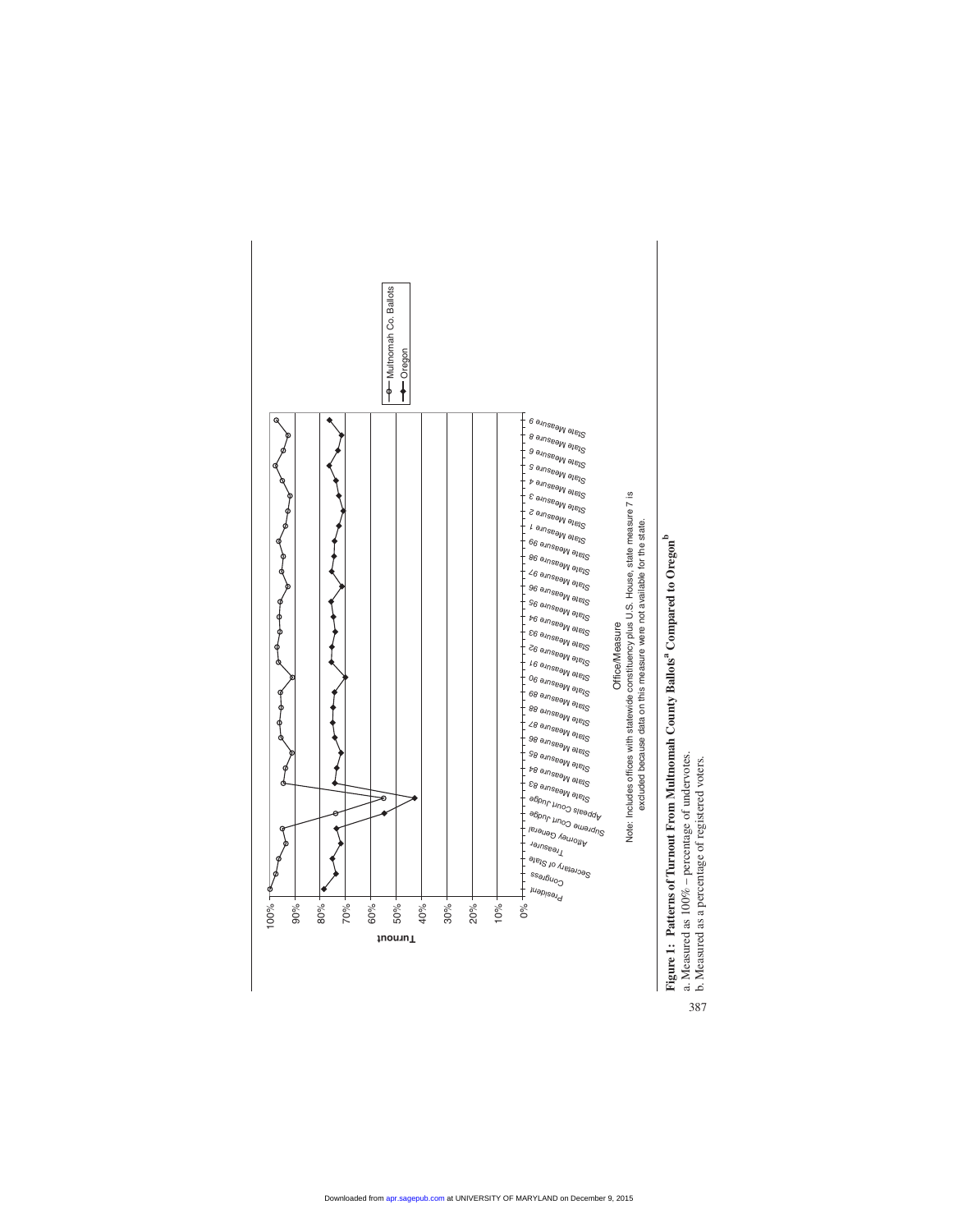Figure 1: Patterns of Turnout From Multnomah County Ballots[a] Compared to Oregon[b]

a. Measured as 100% – percentage of undervotes.

b. Measured as a percentage of registered voters.

Note: Includes offices with statewide constituency plus U.S. House, state measure 7 is excluded because data on this measure were not available for the state.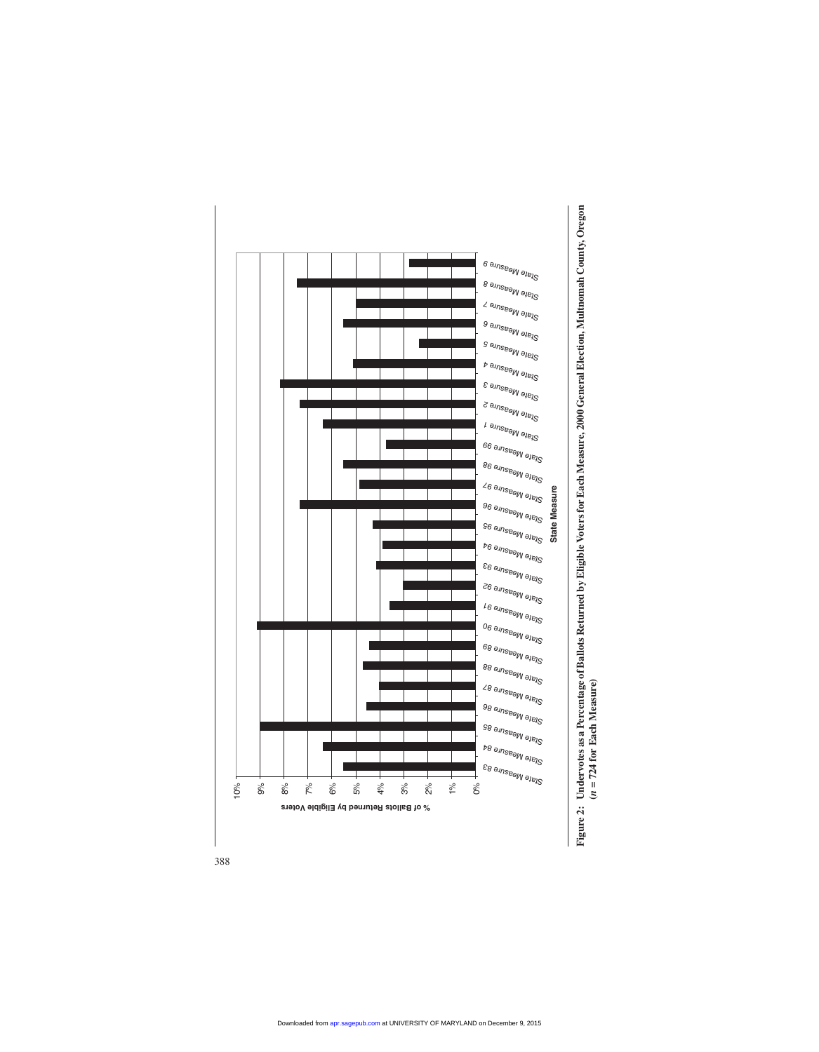**Figure 2: Undervotes as a Percentage of Ballots Returned by Eligible Voters for Each Measure, 2000 General Election, Multnomah County, Oregon ($n$ = 724 for Each Measure)**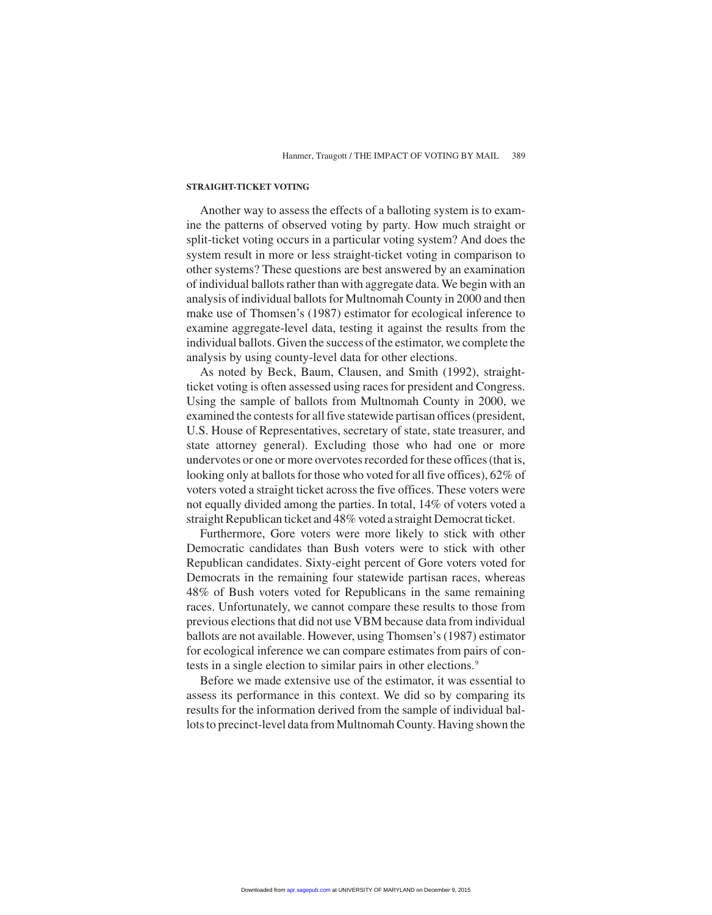### STRAIGHT-TICKET VOTING

Another way to assess the effects of a balloting system is to examine the patterns of observed voting by party. How much straight or split-ticket voting occurs in a particular voting system? And does the system result in more or less straight-ticket voting in comparison to other systems? These questions are best answered by an examination of individual ballots rather than with aggregate data. We begin with an analysis of individual ballots for Multnomah County in 2000 and then make use of Thomsen's (1987) estimator for ecological inference to examine aggregate-level data, testing it against the results from the individual ballots. Given the success of the estimator, we complete the analysis by using county-level data for other elections.

As noted by Beck, Baum, Clausen, and Smith (1992), straight-ticket voting is often assessed using races for president and Congress. Using the sample of ballots from Multnomah County in 2000, we examined the contests for all five statewide partisan offices (president, U.S. House of Representatives, secretary of state, state treasurer, and state attorney general). Excluding those who had one or more undervotes or one or more overvotes recorded for these offices (that is, looking only at ballots for those who voted for all five offices), 62% of voters voted a straight ticket across the five offices. These voters were not equally divided among the parties. In total, 14% of voters voted a straight Republican ticket and 48% voted a straight Democrat ticket.

Furthermore, Gore voters were more likely to stick with other Democratic candidates than Bush voters were to stick with other Republican candidates. Sixty-eight percent of Gore voters voted for Democrats in the remaining four statewide partisan races, whereas 48% of Bush voters voted for Republicans in the same remaining races. Unfortunately, we cannot compare these results to those from previous elections that did not use VBM because data from individual ballots are not available. However, using Thomsen's (1987) estimator for ecological inference we can compare estimates from pairs of contests in a single election to similar pairs in other elections.[9]

Before we made extensive use of the estimator, it was essential to assess its performance in this context. We did so by comparing its results for the information derived from the sample of individual ballots to precinct-level data from Multnomah County. Having shown the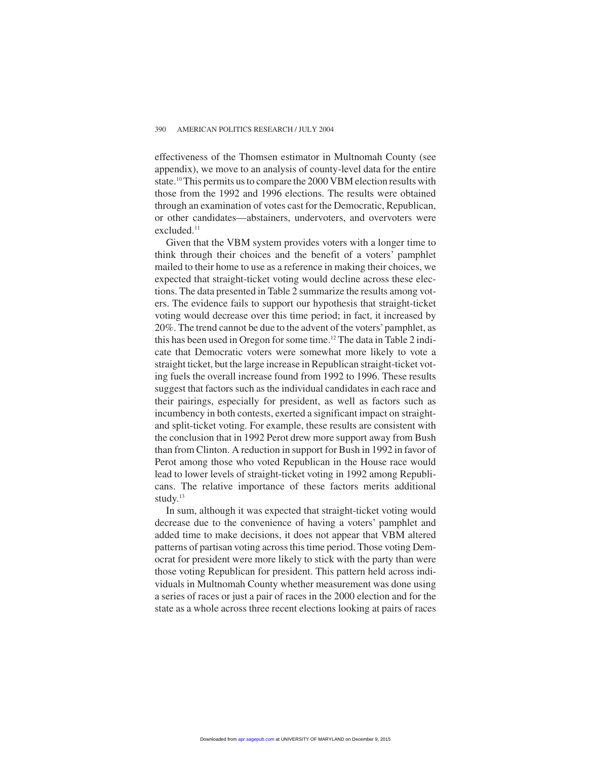effectiveness of the Thomsen estimator in Multnomah County (see appendix), we move to an analysis of county-level data for the entire state.[10] This permits us to compare the 2000 VBM election results with those from the 1992 and 1996 elections. The results were obtained through an examination of votes cast for the Democratic, Republican, or other candidates—abstainers, undervoters, and overvoters were excluded.[11]

Given that the VBM system provides voters with a longer time to think through their choices and the benefit of a voters' pamphlet mailed to their home to use as a reference in making their choices, we expected that straight-ticket voting would decline across these elections. The data presented in Table 2 summarize the results among voters. The evidence fails to support our hypothesis that straight-ticket voting would decrease over this time period; in fact, it increased by 20%. The trend cannot be due to the advent of the voters' pamphlet, as this has been used in Oregon for some time.[12] The data in Table 2 indicate that Democratic voters were somewhat more likely to vote a straight ticket, but the large increase in Republican straight-ticket voting fuels the overall increase found from 1992 to 1996. These results suggest that factors such as the individual candidates in each race and their pairings, especially for president, as well as factors such as incumbency in both contests, exerted a significant impact on straight- and split-ticket voting. For example, these results are consistent with the conclusion that in 1992 Perot drew more support away from Bush than from Clinton. A reduction in support for Bush in 1992 in favor of Perot among those who voted Republican in the House race would lead to lower levels of straight-ticket voting in 1992 among Republicans. The relative importance of these factors merits additional study.[13]

In sum, although it was expected that straight-ticket voting would decrease due to the convenience of having a voters' pamphlet and added time to make decisions, it does not appear that VBM altered patterns of partisan voting across this time period. Those voting Democrat for president were more likely to stick with the party than were those voting Republican for president. This pattern held across individuals in Multnomah County whether measurement was done using a series of races or just a pair of races in the 2000 election and for the state as a whole across three recent elections looking at pairs of races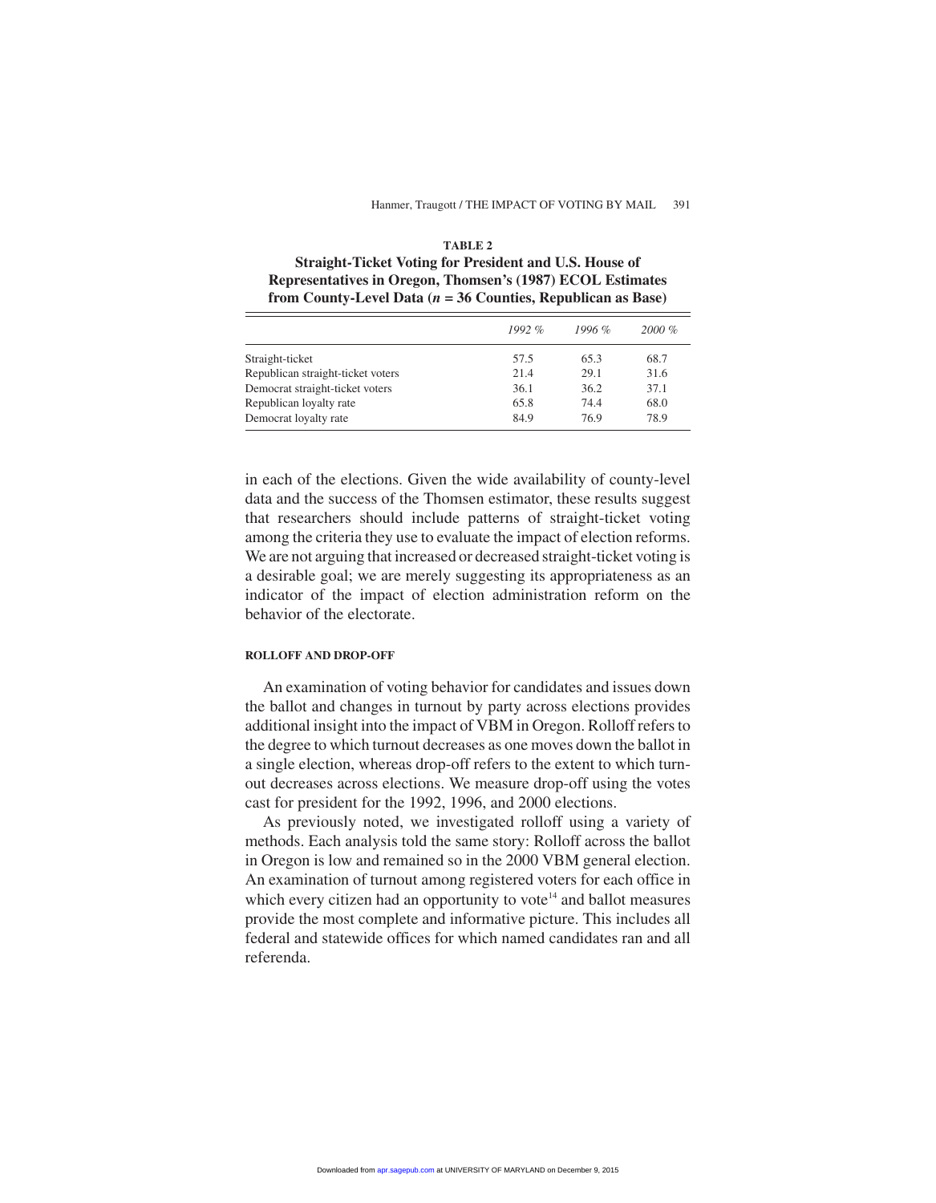**TABLE 2**
**Straight-Ticket Voting for President and U.S. House of Representatives in Oregon, Thomsen's (1987) ECOL Estimates from County-Level Data ($n$ = 36 Counties, Republican as Base)**

| | *1992 %* | *1996 %* | *2000 %* |
|---|---|---|---|
| Straight-ticket | 57.5 | 65.3 | 68.7 |
| Republican straight-ticket voters | 21.4 | 29.1 | 31.6 |
| Democrat straight-ticket voters | 36.1 | 36.2 | 37.1 |
| Republican loyalty rate | 65.8 | 74.4 | 68.0 |
| Democrat loyalty rate | 84.9 | 76.9 | 78.9 |

in each of the elections. Given the wide availability of county-level data and the success of the Thomsen estimator, these results suggest that researchers should include patterns of straight-ticket voting among the criteria they use to evaluate the impact of election reforms. We are not arguing that increased or decreased straight-ticket voting is a desirable goal; we are merely suggesting its appropriateness as an indicator of the impact of election administration reform on the behavior of the electorate.

### ROLLOFF AND DROP-OFF

An examination of voting behavior for candidates and issues down the ballot and changes in turnout by party across elections provides additional insight into the impact of VBM in Oregon. Rolloff refers to the degree to which turnout decreases as one moves down the ballot in a single election, whereas drop-off refers to the extent to which turnout decreases across elections. We measure drop-off using the votes cast for president for the 1992, 1996, and 2000 elections.

As previously noted, we investigated rolloff using a variety of methods. Each analysis told the same story: Rolloff across the ballot in Oregon is low and remained so in the 2000 VBM general election. An examination of turnout among registered voters for each office in which every citizen had an opportunity to vote[14] and ballot measures provide the most complete and informative picture. This includes all federal and statewide offices for which named candidates ran and all referenda.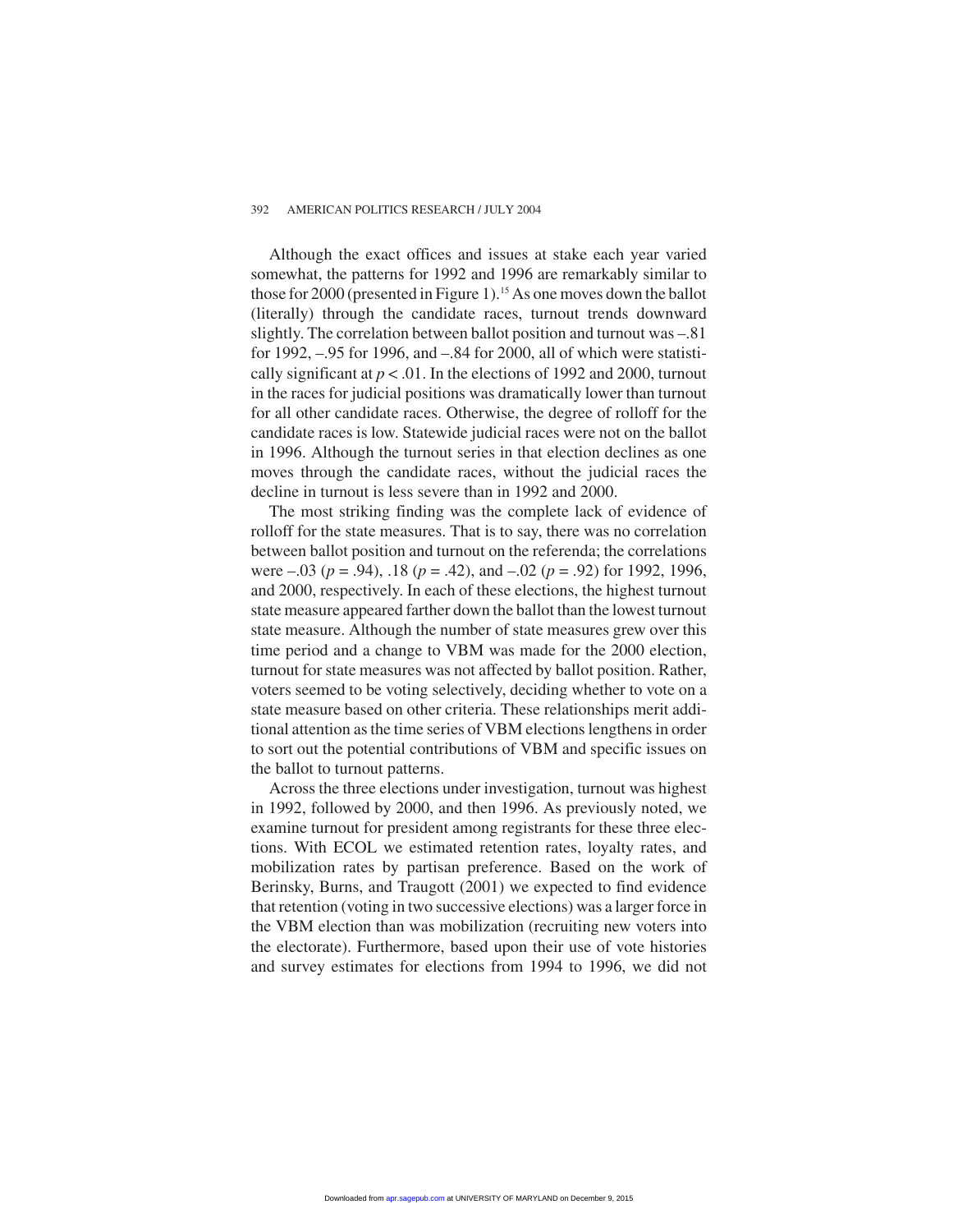Although the exact offices and issues at stake each year varied somewhat, the patterns for 1992 and 1996 are remarkably similar to those for 2000 (presented in Figure 1).[15] As one moves down the ballot (literally) through the candidate races, turnout trends downward slightly. The correlation between ballot position and turnout was –.81 for 1992, –.95 for 1996, and –.84 for 2000, all of which were statistically significant at $p < .01$. In the elections of 1992 and 2000, turnout in the races for judicial positions was dramatically lower than turnout for all other candidate races. Otherwise, the degree of rolloff for the candidate races is low. Statewide judicial races were not on the ballot in 1996. Although the turnout series in that election declines as one moves through the candidate races, without the judicial races the decline in turnout is less severe than in 1992 and 2000.

The most striking finding was the complete lack of evidence of rolloff for the state measures. That is to say, there was no correlation between ballot position and turnout on the referenda; the correlations were –.03 ($p = .94$), .18 ($p = .42$), and –.02 ($p = .92$) for 1992, 1996, and 2000, respectively. In each of these elections, the highest turnout state measure appeared farther down the ballot than the lowest turnout state measure. Although the number of state measures grew over this time period and a change to VBM was made for the 2000 election, turnout for state measures was not affected by ballot position. Rather, voters seemed to be voting selectively, deciding whether to vote on a state measure based on other criteria. These relationships merit additional attention as the time series of VBM elections lengthens in order to sort out the potential contributions of VBM and specific issues on the ballot to turnout patterns.

Across the three elections under investigation, turnout was highest in 1992, followed by 2000, and then 1996. As previously noted, we examine turnout for president among registrants for these three elections. With ECOL we estimated retention rates, loyalty rates, and mobilization rates by partisan preference. Based on the work of Berinsky, Burns, and Traugott (2001) we expected to find evidence that retention (voting in two successive elections) was a larger force in the VBM election than was mobilization (recruiting new voters into the electorate). Furthermore, based upon their use of vote histories and survey estimates for elections from 1994 to 1996, we did not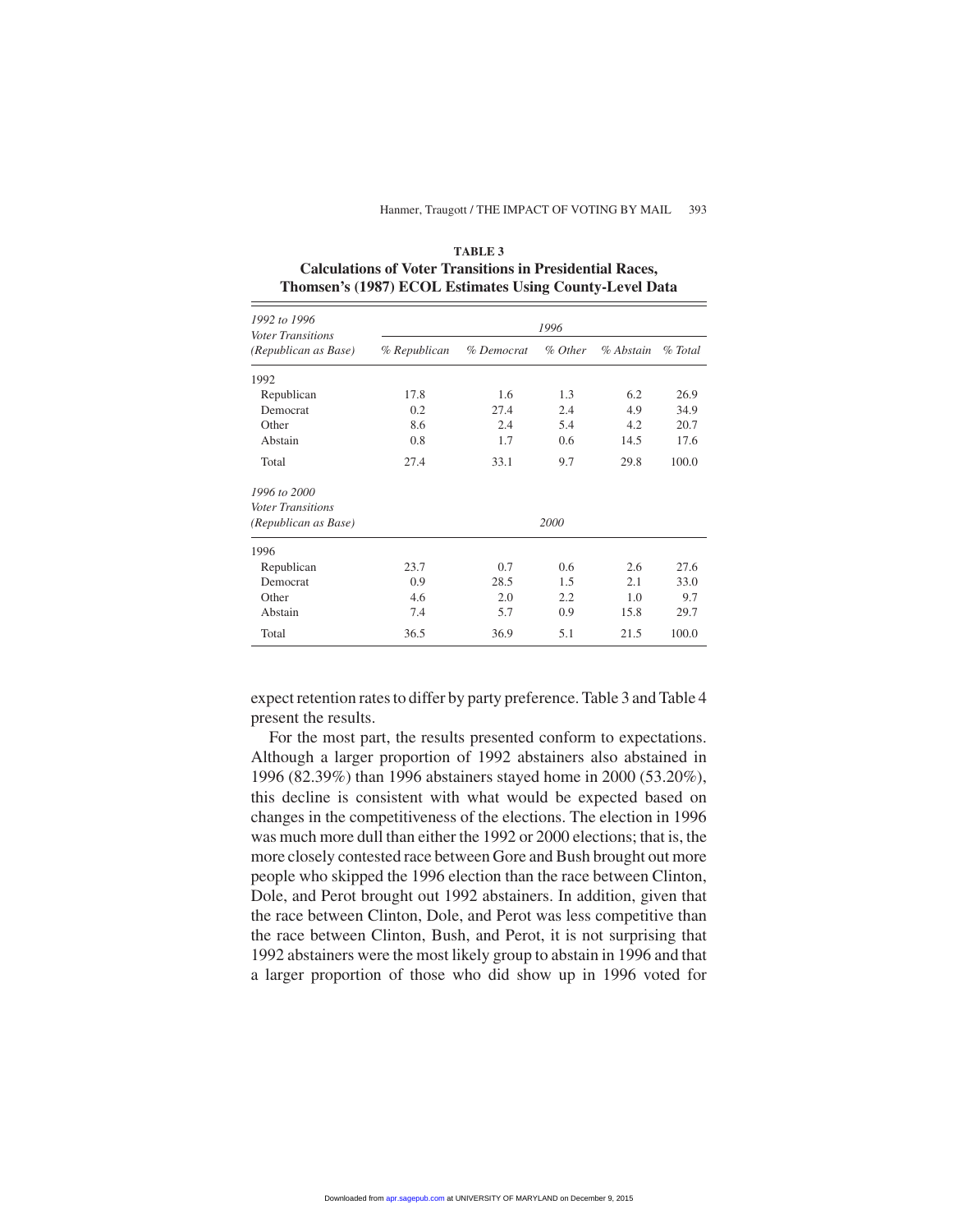**TABLE 3**
**Calculations of Voter Transitions in Presidential Races, Thomsen's (1987) ECOL Estimates Using County-Level Data**

| *1992 to 1996 Voter Transitions (Republican as Base)* | *1996* | | | | |
|---|---|---|---|---|---|
| | *% Republican* | *% Democrat* | *% Other* | *% Abstain* | *% Total* |
| 1992 | | | | | |
| Republican | 17.8 | 1.6 | 1.3 | 6.2 | 26.9 |
| Democrat | 0.2 | 27.4 | 2.4 | 4.9 | 34.9 |
| Other | 8.6 | 2.4 | 5.4 | 4.2 | 20.7 |
| Abstain | 0.8 | 1.7 | 0.6 | 14.5 | 17.6 |
| Total | 27.4 | 33.1 | 9.7 | 29.8 | 100.0 |
| *1996 to 2000 Voter Transitions (Republican as Base)* | *2000* | | | | |
| 1996 | | | | | |
| Republican | 23.7 | 0.7 | 0.6 | 2.6 | 27.6 |
| Democrat | 0.9 | 28.5 | 1.5 | 2.1 | 33.0 |
| Other | 4.6 | 2.0 | 2.2 | 1.0 | 9.7 |
| Abstain | 7.4 | 5.7 | 0.9 | 15.8 | 29.7 |
| Total | 36.5 | 36.9 | 5.1 | 21.5 | 100.0 |

expect retention rates to differ by party preference. Table 3 and Table 4 present the results.

For the most part, the results presented conform to expectations. Although a larger proportion of 1992 abstainers also abstained in 1996 (82.39%) than 1996 abstainers stayed home in 2000 (53.20%), this decline is consistent with what would be expected based on changes in the competitiveness of the elections. The election in 1996 was much more dull than either the 1992 or 2000 elections; that is, the more closely contested race between Gore and Bush brought out more people who skipped the 1996 election than the race between Clinton, Dole, and Perot brought out 1992 abstainers. In addition, given that the race between Clinton, Dole, and Perot was less competitive than the race between Clinton, Bush, and Perot, it is not surprising that 1992 abstainers were the most likely group to abstain in 1996 and that a larger proportion of those who did show up in 1996 voted for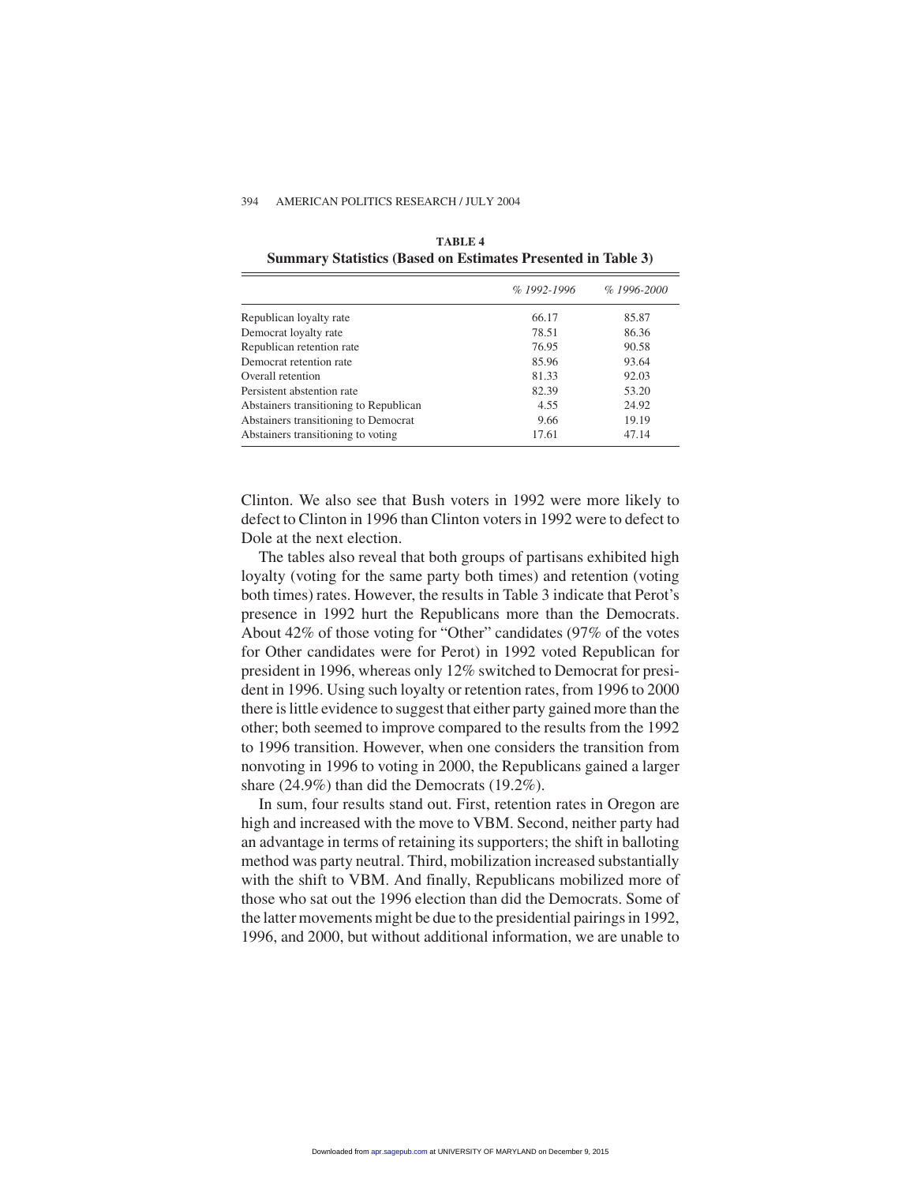**TABLE 4**
**Summary Statistics (Based on Estimates Presented in Table 3)**

| | *% 1992-1996* | *% 1996-2000* |
|---|---|---|
| Republican loyalty rate | 66.17 | 85.87 |
| Democrat loyalty rate | 78.51 | 86.36 |
| Republican retention rate | 76.95 | 90.58 |
| Democrat retention rate | 85.96 | 93.64 |
| Overall retention | 81.33 | 92.03 |
| Persistent abstention rate | 82.39 | 53.20 |
| Abstainers transitioning to Republican | 4.55 | 24.92 |
| Abstainers transitioning to Democrat | 9.66 | 19.19 |
| Abstainers transitioning to voting | 17.61 | 47.14 |

Clinton. We also see that Bush voters in 1992 were more likely to defect to Clinton in 1996 than Clinton voters in 1992 were to defect to Dole at the next election.

The tables also reveal that both groups of partisans exhibited high loyalty (voting for the same party both times) and retention (voting both times) rates. However, the results in Table 3 indicate that Perot's presence in 1992 hurt the Republicans more than the Democrats. About 42% of those voting for "Other" candidates (97% of the votes for Other candidates were for Perot) in 1992 voted Republican for president in 1996, whereas only 12% switched to Democrat for president in 1996. Using such loyalty or retention rates, from 1996 to 2000 there is little evidence to suggest that either party gained more than the other; both seemed to improve compared to the results from the 1992 to 1996 transition. However, when one considers the transition from nonvoting in 1996 to voting in 2000, the Republicans gained a larger share (24.9%) than did the Democrats (19.2%).

In sum, four results stand out. First, retention rates in Oregon are high and increased with the move to VBM. Second, neither party had an advantage in terms of retaining its supporters; the shift in balloting method was party neutral. Third, mobilization increased substantially with the shift to VBM. And finally, Republicans mobilized more of those who sat out the 1996 election than did the Democrats. Some of the latter movements might be due to the presidential pairings in 1992, 1996, and 2000, but without additional information, we are unable to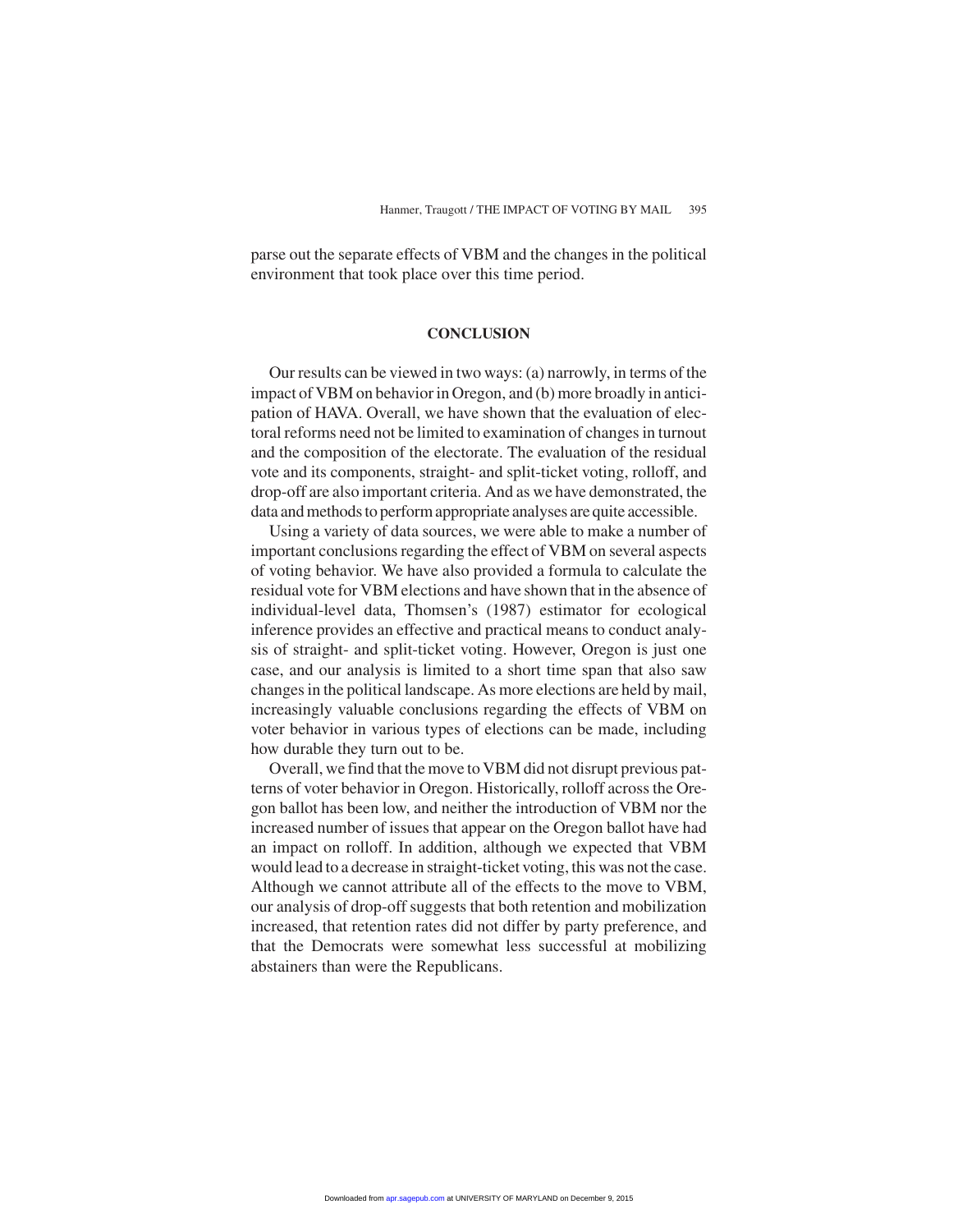parse out the separate effects of VBM and the changes in the political environment that took place over this time period.

## CONCLUSION

Our results can be viewed in two ways: (a) narrowly, in terms of the impact of VBM on behavior in Oregon, and (b) more broadly in anticipation of HAVA. Overall, we have shown that the evaluation of electoral reforms need not be limited to examination of changes in turnout and the composition of the electorate. The evaluation of the residual vote and its components, straight- and split-ticket voting, rolloff, and drop-off are also important criteria. And as we have demonstrated, the data and methods to perform appropriate analyses are quite accessible.

Using a variety of data sources, we were able to make a number of important conclusions regarding the effect of VBM on several aspects of voting behavior. We have also provided a formula to calculate the residual vote for VBM elections and have shown that in the absence of individual-level data, Thomsen's (1987) estimator for ecological inference provides an effective and practical means to conduct analysis of straight- and split-ticket voting. However, Oregon is just one case, and our analysis is limited to a short time span that also saw changes in the political landscape. As more elections are held by mail, increasingly valuable conclusions regarding the effects of VBM on voter behavior in various types of elections can be made, including how durable they turn out to be.

Overall, we find that the move to VBM did not disrupt previous patterns of voter behavior in Oregon. Historically, rolloff across the Oregon ballot has been low, and neither the introduction of VBM nor the increased number of issues that appear on the Oregon ballot have had an impact on rolloff. In addition, although we expected that VBM would lead to a decrease in straight-ticket voting, this was not the case. Although we cannot attribute all of the effects to the move to VBM, our analysis of drop-off suggests that both retention and mobilization increased, that retention rates did not differ by party preference, and that the Democrats were somewhat less successful at mobilizing abstainers than were the Republicans.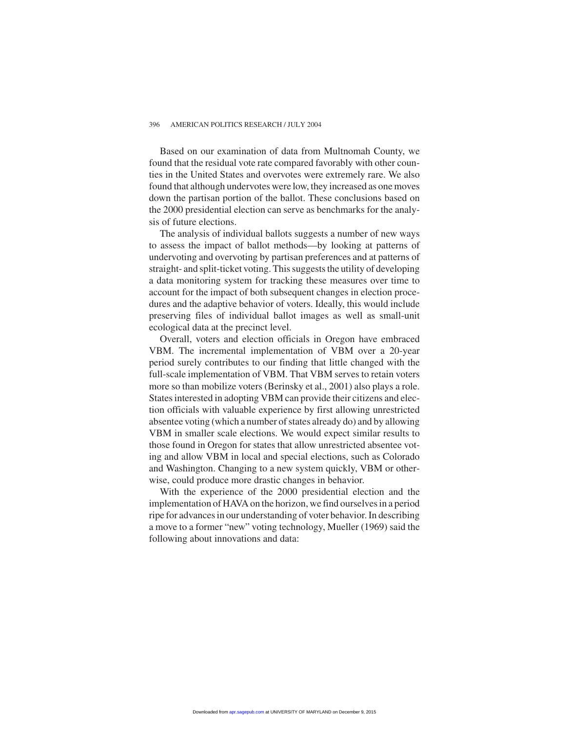Based on our examination of data from Multnomah County, we found that the residual vote rate compared favorably with other counties in the United States and overvotes were extremely rare. We also found that although undervotes were low, they increased as one moves down the partisan portion of the ballot. These conclusions based on the 2000 presidential election can serve as benchmarks for the analysis of future elections.

The analysis of individual ballots suggests a number of new ways to assess the impact of ballot methods—by looking at patterns of undervoting and overvoting by partisan preferences and at patterns of straight- and split-ticket voting. This suggests the utility of developing a data monitoring system for tracking these measures over time to account for the impact of both subsequent changes in election procedures and the adaptive behavior of voters. Ideally, this would include preserving files of individual ballot images as well as small-unit ecological data at the precinct level.

Overall, voters and election officials in Oregon have embraced VBM. The incremental implementation of VBM over a 20-year period surely contributes to our finding that little changed with the full-scale implementation of VBM. That VBM serves to retain voters more so than mobilize voters (Berinsky et al., 2001) also plays a role. States interested in adopting VBM can provide their citizens and election officials with valuable experience by first allowing unrestricted absentee voting (which a number of states already do) and by allowing VBM in smaller scale elections. We would expect similar results to those found in Oregon for states that allow unrestricted absentee voting and allow VBM in local and special elections, such as Colorado and Washington. Changing to a new system quickly, VBM or otherwise, could produce more drastic changes in behavior.

With the experience of the 2000 presidential election and the implementation of HAVA on the horizon, we find ourselves in a period ripe for advances in our understanding of voter behavior. In describing a move to a former "new" voting technology, Mueller (1969) said the following about innovations and data: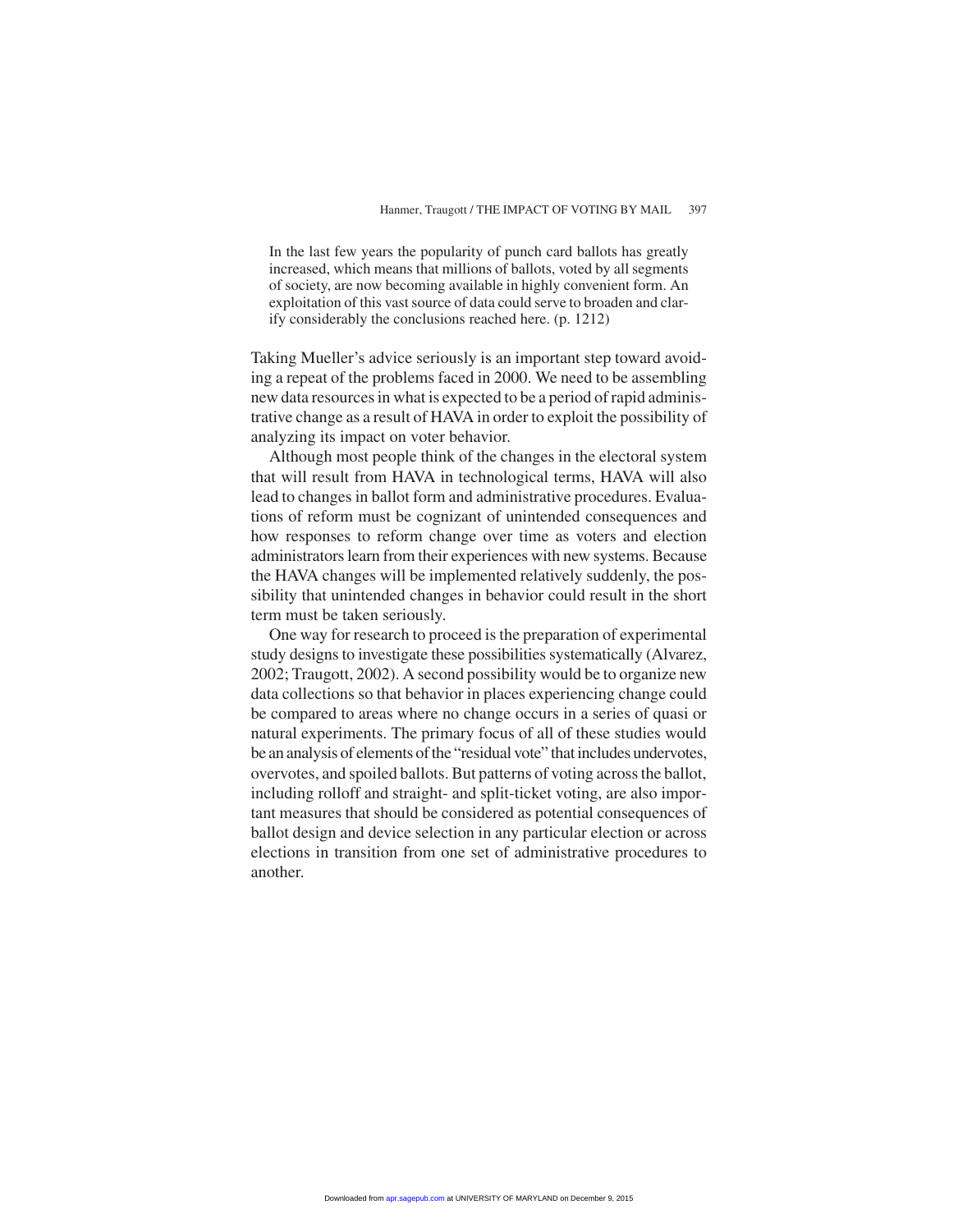> In the last few years the popularity of punch card ballots has greatly increased, which means that millions of ballots, voted by all segments of society, are now becoming available in highly convenient form. An exploitation of this vast source of data could serve to broaden and clarify considerably the conclusions reached here. (p. 1212)

Taking Mueller's advice seriously is an important step toward avoiding a repeat of the problems faced in 2000. We need to be assembling new data resources in what is expected to be a period of rapid administrative change as a result of HAVA in order to exploit the possibility of analyzing its impact on voter behavior.

Although most people think of the changes in the electoral system that will result from HAVA in technological terms, HAVA will also lead to changes in ballot form and administrative procedures. Evaluations of reform must be cognizant of unintended consequences and how responses to reform change over time as voters and election administrators learn from their experiences with new systems. Because the HAVA changes will be implemented relatively suddenly, the possibility that unintended changes in behavior could result in the short term must be taken seriously.

One way for research to proceed is the preparation of experimental study designs to investigate these possibilities systematically (Alvarez, 2002; Traugott, 2002). A second possibility would be to organize new data collections so that behavior in places experiencing change could be compared to areas where no change occurs in a series of quasi or natural experiments. The primary focus of all of these studies would be an analysis of elements of the "residual vote" that includes undervotes, overvotes, and spoiled ballots. But patterns of voting across the ballot, including rolloff and straight- and split-ticket voting, are also important measures that should be considered as potential consequences of ballot design and device selection in any particular election or across elections in transition from one set of administrative procedures to another.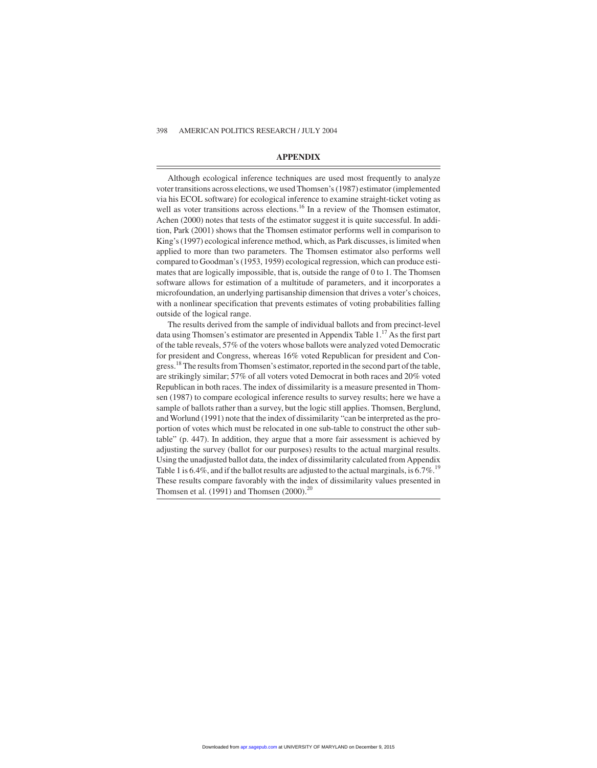## APPENDIX

Although ecological inference techniques are used most frequently to analyze voter transitions across elections, we used Thomsen's (1987) estimator (implemented via his ECOL software) for ecological inference to examine straight-ticket voting as well as voter transitions across elections.[16] In a review of the Thomsen estimator, Achen (2000) notes that tests of the estimator suggest it is quite successful. In addition, Park (2001) shows that the Thomsen estimator performs well in comparison to King's (1997) ecological inference method, which, as Park discusses, is limited when applied to more than two parameters. The Thomsen estimator also performs well compared to Goodman's (1953, 1959) ecological regression, which can produce estimates that are logically impossible, that is, outside the range of 0 to 1. The Thomsen software allows for estimation of a multitude of parameters, and it incorporates a microfoundation, an underlying partisanship dimension that drives a voter's choices, with a nonlinear specification that prevents estimates of voting probabilities falling outside of the logical range.

The results derived from the sample of individual ballots and from precinct-level data using Thomsen's estimator are presented in Appendix Table 1.[17] As the first part of the table reveals, 57% of the voters whose ballots were analyzed voted Democratic for president and Congress, whereas 16% voted Republican for president and Congress.[18] The results from Thomsen's estimator, reported in the second part of the table, are strikingly similar; 57% of all voters voted Democrat in both races and 20% voted Republican in both races. The index of dissimilarity is a measure presented in Thomsen (1987) to compare ecological inference results to survey results; here we have a sample of ballots rather than a survey, but the logic still applies. Thomsen, Berglund, and Worlund (1991) note that the index of dissimilarity "can be interpreted as the proportion of votes which must be relocated in one sub-table to construct the other sub-table" (p. 447). In addition, they argue that a more fair assessment is achieved by adjusting the survey (ballot for our purposes) results to the actual marginal results. Using the unadjusted ballot data, the index of dissimilarity calculated from Appendix Table 1 is 6.4%, and if the ballot results are adjusted to the actual marginals, is 6.7%.[19] These results compare favorably with the index of dissimilarity values presented in Thomsen et al. (1991) and Thomsen (2000).[20]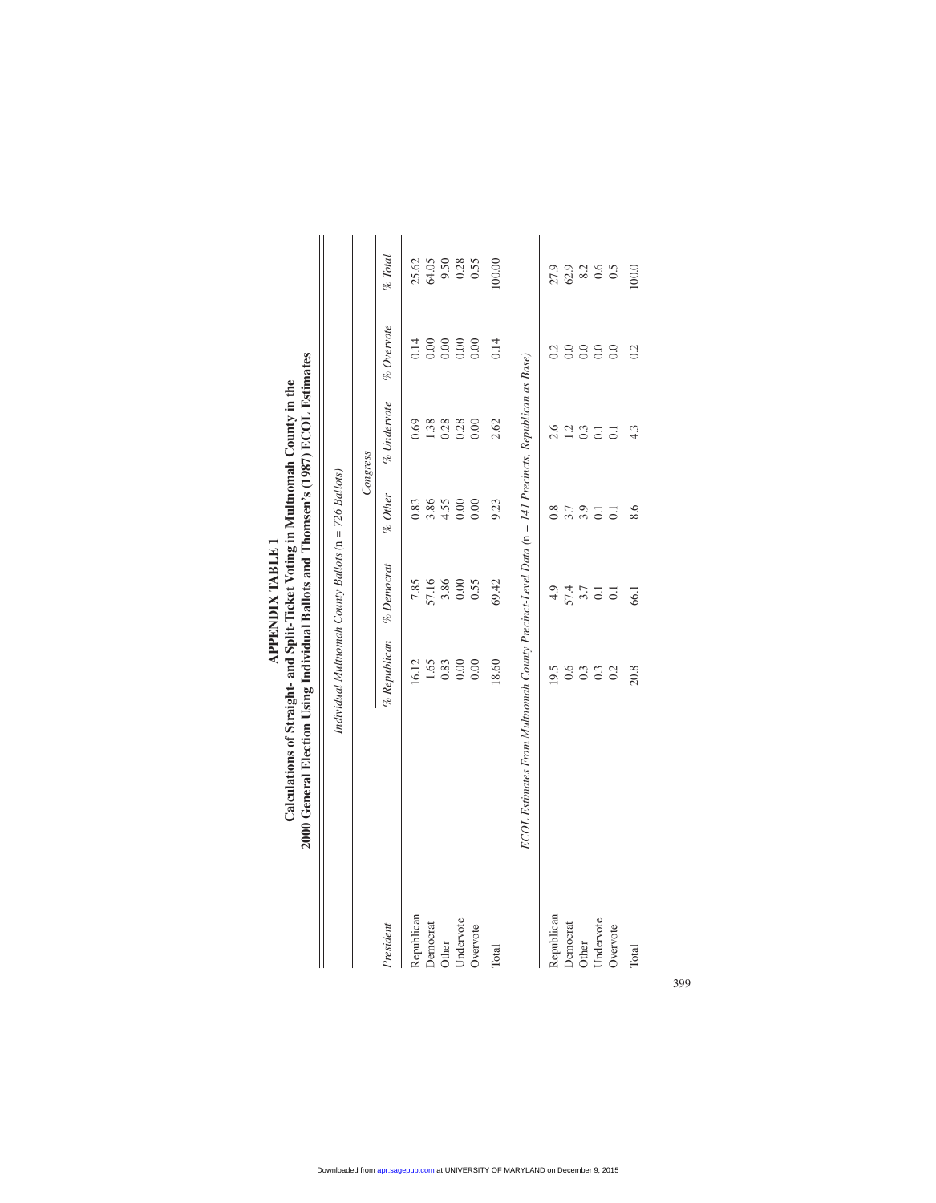## APPENDIX TABLE 1

**Calculations of Straight- and Split-Ticket Voting in Multnomah County in the 2000 General Election Using Individual Ballots and Thomsen's (1987) ECOL Estimates**

| | Congress | | | | | |
|---|---|---|---|---|---|---|
| *President* | *% Republican* | *% Democrat* | *% Other* | *% Undervote* | *% Overvote* | *% Total* |
| *Individual Multnomah County Ballots (n = 726 Ballots)* | | | | | | |
| Republican | 16.12 | 7.85 | 0.83 | 0.69 | 0.14 | 25.62 |
| Democrat | 1.65 | 57.16 | 3.86 | 1.38 | 0.00 | 64.05 |
| Other | 0.83 | 3.86 | 4.55 | 0.28 | 0.00 | 9.50 |
| Undervote | 0.00 | 0.00 | 0.00 | 0.28 | 0.00 | 0.28 |
| Overvote | 0.00 | 0.55 | 0.00 | 0.00 | 0.00 | 0.55 |
| Total | 18.60 | 69.42 | 9.23 | 2.62 | 0.14 | 100.00 |
| *ECOL Estimates From Multnomah County Precinct-Level Data (n = 141 Precincts, Republican as Base)* | | | | | | |
| Republican | 19.5 | 4.9 | 0.8 | 2.6 | 0.2 | 27.9 |
| Democrat | 0.6 | 57.4 | 3.7 | 1.2 | 0.0 | 62.9 |
| Other | 0.3 | 3.7 | 3.9 | 0.3 | 0.0 | 8.2 |
| Undervote | 0.3 | 0.1 | 0.1 | 0.1 | 0.0 | 0.6 |
| Overvote | 0.2 | 0.1 | 0.1 | 0.1 | 0.0 | 0.5 |
| Total | 20.8 | 66.1 | 8.6 | 4.3 | 0.2 | 100.0 |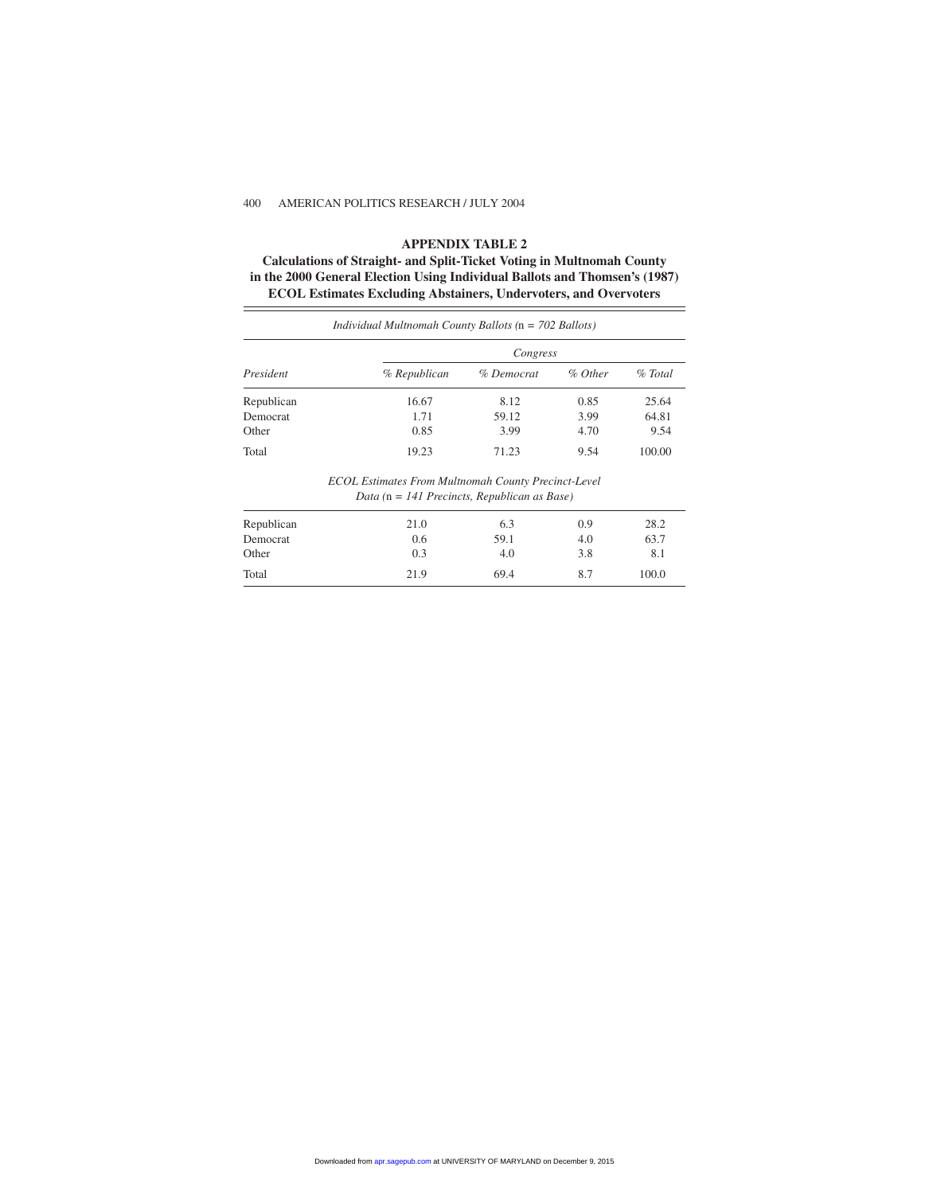## APPENDIX TABLE 2

**Calculations of Straight- and Split-Ticket Voting in Multnomah County in the 2000 General Election Using Individual Ballots and Thomsen's (1987) ECOL Estimates Excluding Abstainers, Undervoters, and Overvoters**

| | *Congress* | | | |
|---|---|---|---|---|
| *President* | *% Republican* | *% Democrat* | *% Other* | *% Total* |
| *Individual Multnomah County Ballots (n = 702 Ballots)* | | | | |
| Republican | 16.67 | 8.12 | 0.85 | 25.64 |
| Democrat | 1.71 | 59.12 | 3.99 | 64.81 |
| Other | 0.85 | 3.99 | 4.70 | 9.54 |
| Total | 19.23 | 71.23 | 9.54 | 100.00 |
| *ECOL Estimates From Multnomah County Precinct-Level Data (n = 141 Precincts, Republican as Base)* | | | | |
| Republican | 21.0 | 6.3 | 0.9 | 28.2 |
| Democrat | 0.6 | 59.1 | 4.0 | 63.7 |
| Other | 0.3 | 4.0 | 3.8 | 8.1 |
| Total | 21.9 | 69.4 | 8.7 | 100.0 |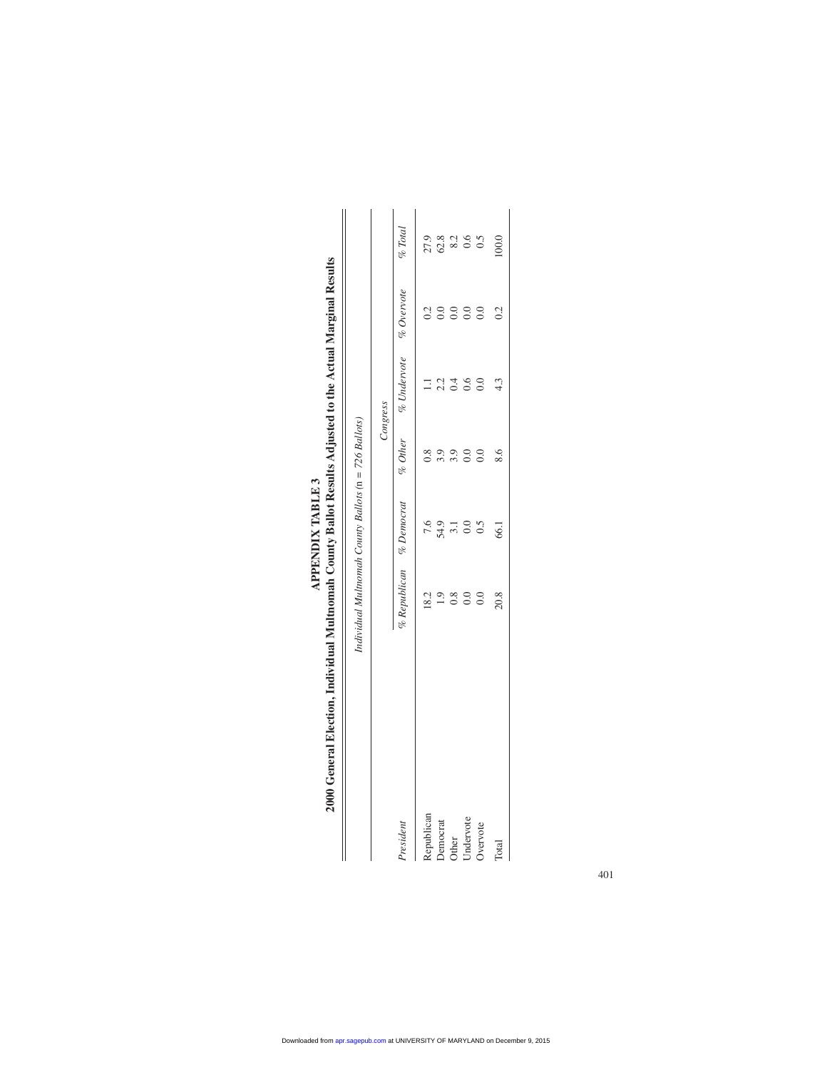## APPENDIX TABLE 3

**2000 General Election, Individual Multnomah County Ballot Results Adjusted to the Actual Marginal Results**

*Individual Multnomah County Ballots* (n = 726 Ballots)

| | *Congress* | | | | | |
|---|---|---|---|---|---|---|
| *President* | *% Republican* | *% Democrat* | *% Other* | *% Undervote* | *% Overvote* | *% Total* |
| Republican | 18.2 | 7.6 | 0.8 | 1.1 | 0.2 | 27.9 |
| Democrat | 1.9 | 54.9 | 3.9 | 2.2 | 0.0 | 62.8 |
| Other | 0.8 | 3.1 | 3.9 | 0.4 | 0.0 | 8.2 |
| Undervote | 0.0 | 0.0 | 0.0 | 0.6 | 0.0 | 0.6 |
| Overvote | 0.0 | 0.5 | 0.0 | 0.0 | 0.0 | 0.5 |
| Total | 20.8 | 66.1 | 8.6 | 4.3 | 0.2 | 100.0 |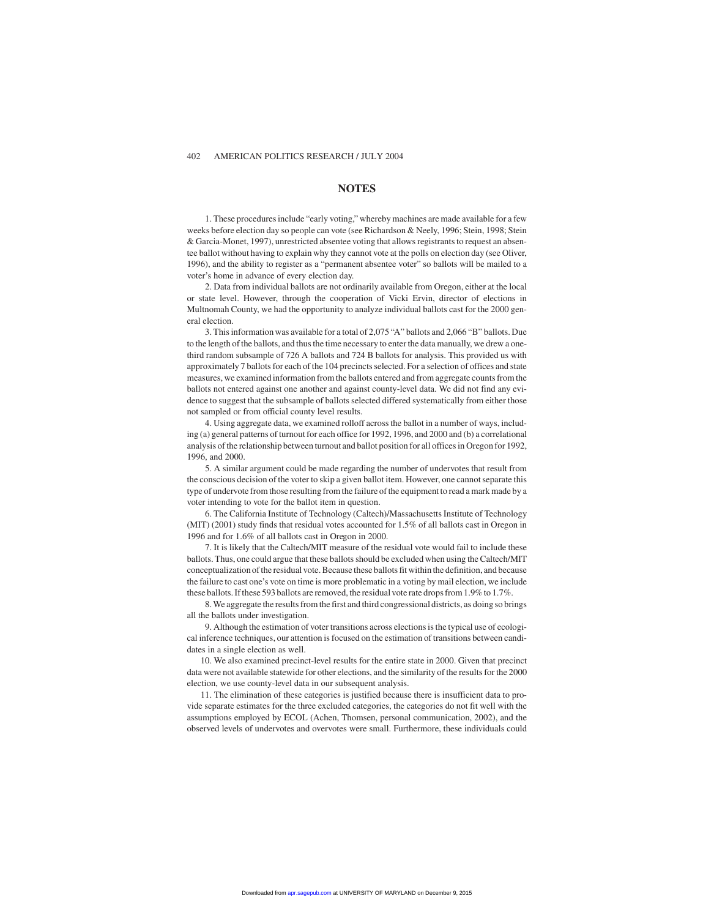## NOTES

1. These procedures include "early voting," whereby machines are made available for a few weeks before election day so people can vote (see Richardson & Neely, 1996; Stein, 1998; Stein & Garcia-Monet, 1997), unrestricted absentee voting that allows registrants to request an absentee ballot without having to explain why they cannot vote at the polls on election day (see Oliver, 1996), and the ability to register as a "permanent absentee voter" so ballots will be mailed to a voter's home in advance of every election day.

2. Data from individual ballots are not ordinarily available from Oregon, either at the local or state level. However, through the cooperation of Vicki Ervin, director of elections in Multnomah County, we had the opportunity to analyze individual ballots cast for the 2000 general election.

3. This information was available for a total of 2,075 "A" ballots and 2,066 "B" ballots. Due to the length of the ballots, and thus the time necessary to enter the data manually, we drew a one-third random subsample of 726 A ballots and 724 B ballots for analysis. This provided us with approximately 7 ballots for each of the 104 precincts selected. For a selection of offices and state measures, we examined information from the ballots entered and from aggregate counts from the ballots not entered against one another and against county-level data. We did not find any evidence to suggest that the subsample of ballots selected differed systematically from either those not sampled or from official county level results.

4. Using aggregate data, we examined rolloff across the ballot in a number of ways, including (a) general patterns of turnout for each office for 1992, 1996, and 2000 and (b) a correlational analysis of the relationship between turnout and ballot position for all offices in Oregon for 1992, 1996, and 2000.

5. A similar argument could be made regarding the number of undervotes that result from the conscious decision of the voter to skip a given ballot item. However, one cannot separate this type of undervote from those resulting from the failure of the equipment to read a mark made by a voter intending to vote for the ballot item in question.

6. The California Institute of Technology (Caltech)/Massachusetts Institute of Technology (MIT) (2001) study finds that residual votes accounted for 1.5% of all ballots cast in Oregon in 1996 and for 1.6% of all ballots cast in Oregon in 2000.

7. It is likely that the Caltech/MIT measure of the residual vote would fail to include these ballots. Thus, one could argue that these ballots should be excluded when using the Caltech/MIT conceptualization of the residual vote. Because these ballots fit within the definition, and because the failure to cast one's vote on time is more problematic in a voting by mail election, we include these ballots. If these 593 ballots are removed, the residual vote rate drops from 1.9% to 1.7%.

8. We aggregate the results from the first and third congressional districts, as doing so brings all the ballots under investigation.

9. Although the estimation of voter transitions across elections is the typical use of ecological inference techniques, our attention is focused on the estimation of transitions between candidates in a single election as well.

10. We also examined precinct-level results for the entire state in 2000. Given that precinct data were not available statewide for other elections, and the similarity of the results for the 2000 election, we use county-level data in our subsequent analysis.

11. The elimination of these categories is justified because there is insufficient data to provide separate estimates for the three excluded categories, the categories do not fit well with the assumptions employed by ECOL (Achen, Thomsen, personal communication, 2002), and the observed levels of undervotes and overvotes were small. Furthermore, these individuals could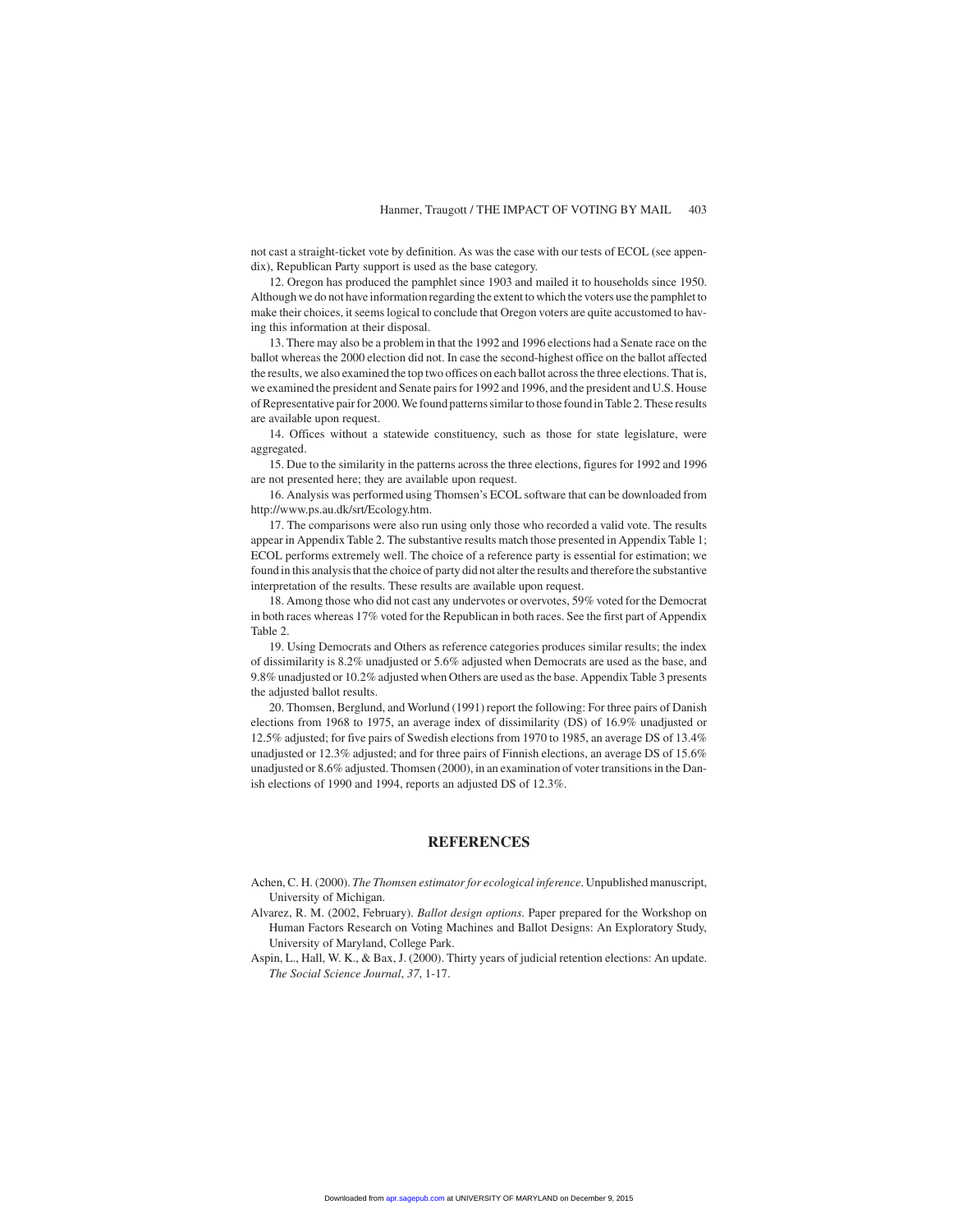not cast a straight-ticket vote by definition. As was the case with our tests of ECOL (see appendix), Republican Party support is used as the base category.

12. Oregon has produced the pamphlet since 1903 and mailed it to households since 1950. Although we do not have information regarding the extent to which the voters use the pamphlet to make their choices, it seems logical to conclude that Oregon voters are quite accustomed to having this information at their disposal.

13. There may also be a problem in that the 1992 and 1996 elections had a Senate race on the ballot whereas the 2000 election did not. In case the second-highest office on the ballot affected the results, we also examined the top two offices on each ballot across the three elections. That is, we examined the president and Senate pairs for 1992 and 1996, and the president and U.S. House of Representative pair for 2000. We found patterns similar to those found in Table 2. These results are available upon request.

14. Offices without a statewide constituency, such as those for state legislature, were aggregated.

15. Due to the similarity in the patterns across the three elections, figures for 1992 and 1996 are not presented here; they are available upon request.

16. Analysis was performed using Thomsen's ECOL software that can be downloaded from http://www.ps.au.dk/srt/Ecology.htm.

17. The comparisons were also run using only those who recorded a valid vote. The results appear in Appendix Table 2. The substantive results match those presented in Appendix Table 1; ECOL performs extremely well. The choice of a reference party is essential for estimation; we found in this analysis that the choice of party did not alter the results and therefore the substantive interpretation of the results. These results are available upon request.

18. Among those who did not cast any undervotes or overvotes, 59% voted for the Democrat in both races whereas 17% voted for the Republican in both races. See the first part of Appendix Table 2.

19. Using Democrats and Others as reference categories produces similar results; the index of dissimilarity is 8.2% unadjusted or 5.6% adjusted when Democrats are used as the base, and 9.8% unadjusted or 10.2% adjusted when Others are used as the base. Appendix Table 3 presents the adjusted ballot results.

20. Thomsen, Berglund, and Worlund (1991) report the following: For three pairs of Danish elections from 1968 to 1975, an average index of dissimilarity (DS) of 16.9% unadjusted or 12.5% adjusted; for five pairs of Swedish elections from 1970 to 1985, an average DS of 13.4% unadjusted or 12.3% adjusted; and for three pairs of Finnish elections, an average DS of 15.6% unadjusted or 8.6% adjusted. Thomsen (2000), in an examination of voter transitions in the Danish elections of 1990 and 1994, reports an adjusted DS of 12.3%.

## REFERENCES

Achen, C. H. (2000). *The Thomsen estimator for ecological inference*. Unpublished manuscript, University of Michigan.

Alvarez, R. M. (2002, February). *Ballot design options*. Paper prepared for the Workshop on Human Factors Research on Voting Machines and Ballot Designs: An Exploratory Study, University of Maryland, College Park.

Aspin, L., Hall, W. K., & Bax, J. (2000). Thirty years of judicial retention elections: An update. *The Social Science Journal*, *37*, 1-17.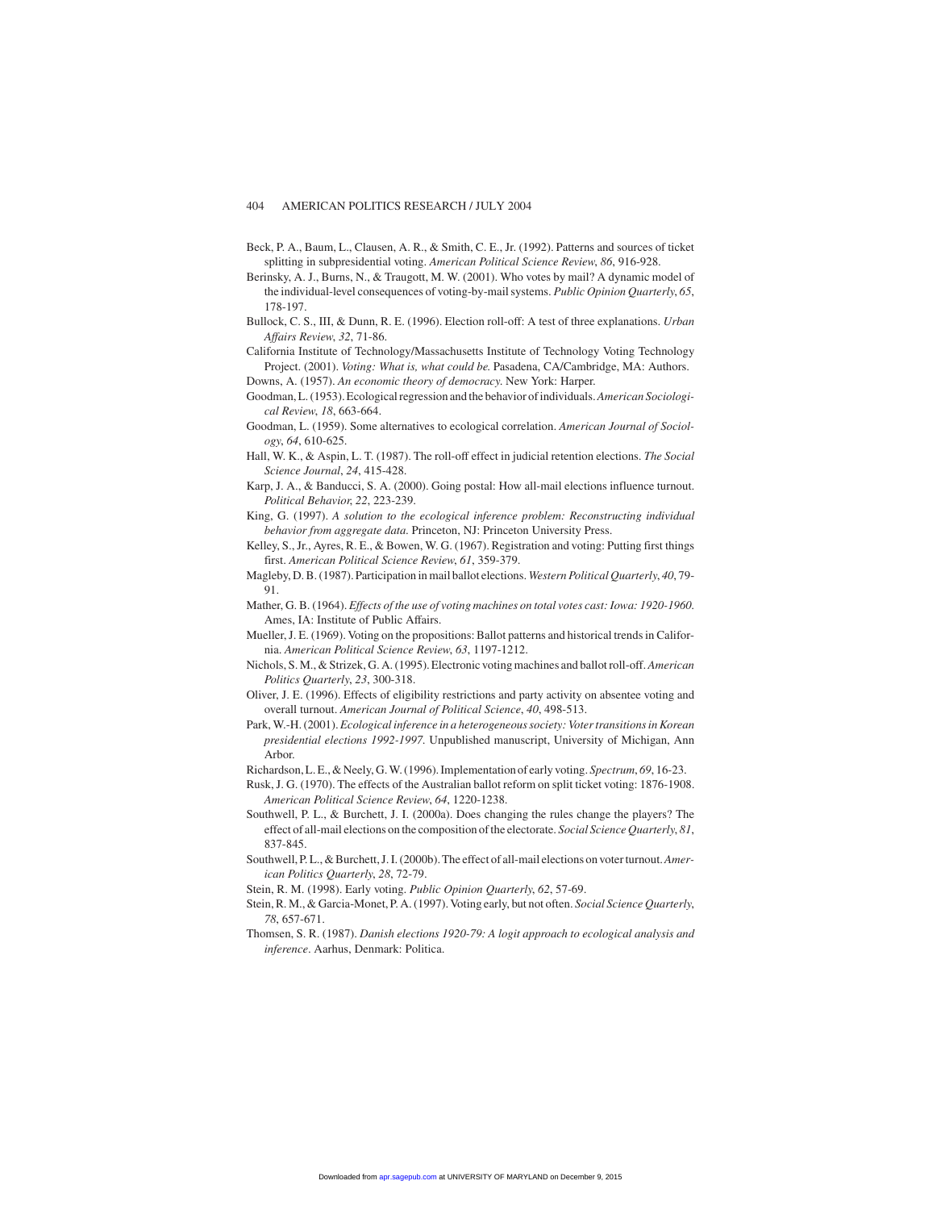Beck, P. A., Baum, L., Clausen, A. R., & Smith, C. E., Jr. (1992). Patterns and sources of ticket splitting in subpresidential voting. *American Political Science Review*, *86*, 916-928.

Berinsky, A. J., Burns, N., & Traugott, M. W. (2001). Who votes by mail? A dynamic model of the individual-level consequences of voting-by-mail systems. *Public Opinion Quarterly*, *65*, 178-197.

Bullock, C. S., III, & Dunn, R. E. (1996). Election roll-off: A test of three explanations. *Urban Affairs Review*, *32*, 71-86.

California Institute of Technology/Massachusetts Institute of Technology Voting Technology Project. (2001). *Voting: What is, what could be*. Pasadena, CA/Cambridge, MA: Authors.

Downs, A. (1957). *An economic theory of democracy*. New York: Harper.

Goodman, L. (1953). Ecological regression and the behavior of individuals. *American Sociological Review*, *18*, 663-664.

Goodman, L. (1959). Some alternatives to ecological correlation. *American Journal of Sociology*, *64*, 610-625.

Hall, W. K., & Aspin, L. T. (1987). The roll-off effect in judicial retention elections. *The Social Science Journal*, *24*, 415-428.

Karp, J. A., & Banducci, S. A. (2000). Going postal: How all-mail elections influence turnout. *Political Behavior*, *22*, 223-239.

King, G. (1997). *A solution to the ecological inference problem: Reconstructing individual behavior from aggregate data*. Princeton, NJ: Princeton University Press.

Kelley, S., Jr., Ayres, R. E., & Bowen, W. G. (1967). Registration and voting: Putting first things first. *American Political Science Review*, *61*, 359-379.

Magleby, D. B. (1987). Participation in mail ballot elections. *Western Political Quarterly*, *40*, 79-91.

Mather, G. B. (1964). *Effects of the use of voting machines on total votes cast: Iowa: 1920-1960*. Ames, IA: Institute of Public Affairs.

Mueller, J. E. (1969). Voting on the propositions: Ballot patterns and historical trends in California. *American Political Science Review*, *63*, 1197-1212.

Nichols, S. M., & Strizek, G. A. (1995). Electronic voting machines and ballot roll-off. *American Politics Quarterly*, *23*, 300-318.

Oliver, J. E. (1996). Effects of eligibility restrictions and party activity on absentee voting and overall turnout. *American Journal of Political Science*, *40*, 498-513.

Park, W.-H. (2001). *Ecological inference in a heterogeneous society: Voter transitions in Korean presidential elections 1992-1997*. Unpublished manuscript, University of Michigan, Ann Arbor.

Richardson, L. E., & Neely, G. W. (1996). Implementation of early voting. *Spectrum*, *69*, 16-23.

Rusk, J. G. (1970). The effects of the Australian ballot reform on split ticket voting: 1876-1908. *American Political Science Review*, *64*, 1220-1238.

Southwell, P. L., & Burchett, J. I. (2000a). Does changing the rules change the players? The effect of all-mail elections on the composition of the electorate. *Social Science Quarterly*, *81*, 837-845.

Southwell, P. L., & Burchett, J. I. (2000b). The effect of all-mail elections on voter turnout. *American Politics Quarterly*, *28*, 72-79.

Stein, R. M. (1998). Early voting. *Public Opinion Quarterly*, *62*, 57-69.

Stein, R. M., & Garcia-Monet, P. A. (1997). Voting early, but not often. *Social Science Quarterly*, *78*, 657-671.

Thomsen, S. R. (1987). *Danish elections 1920-79: A logit approach to ecological analysis and inference*. Aarhus, Denmark: Politica.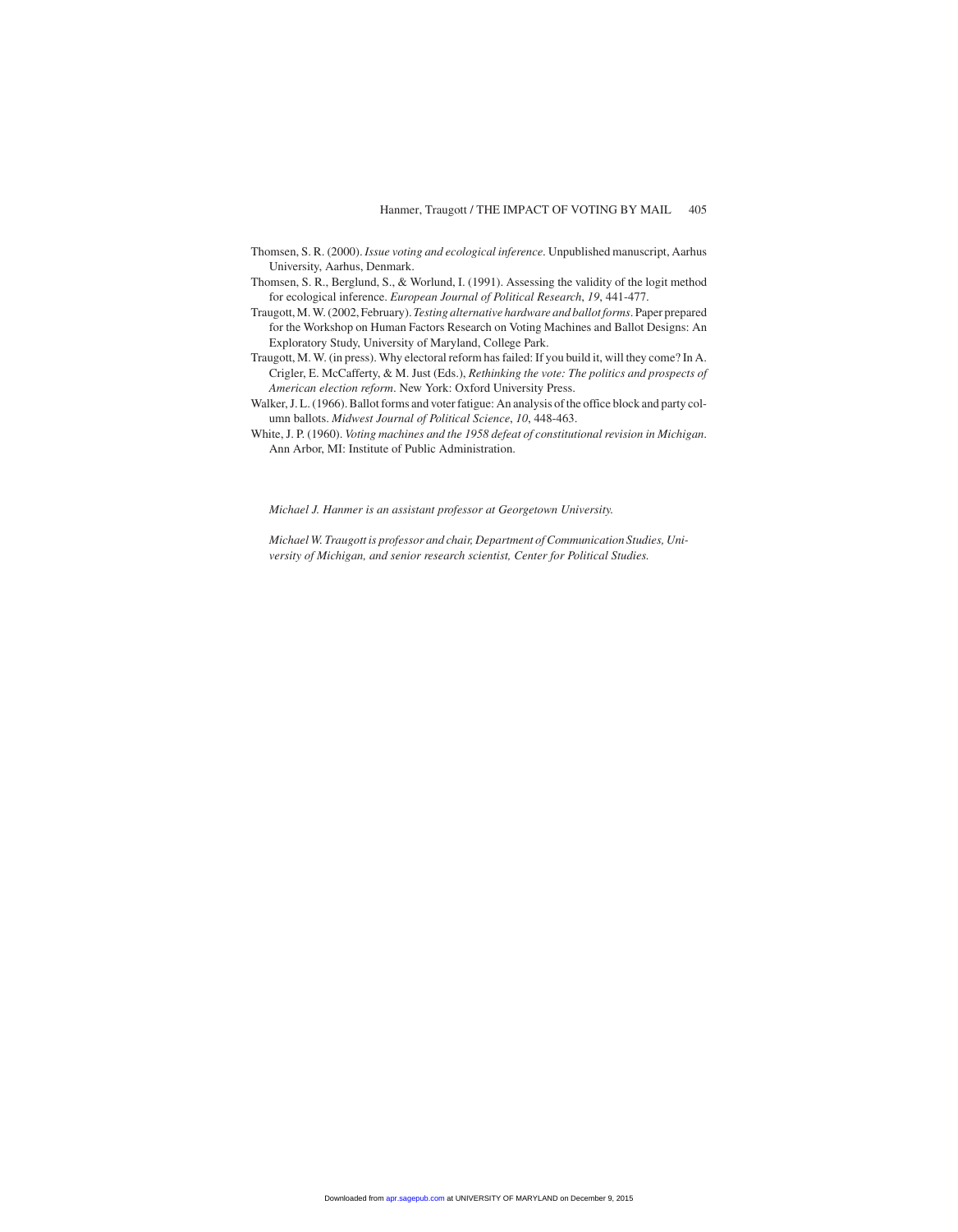Thomsen, S. R. (2000). *Issue voting and ecological inference*. Unpublished manuscript, Aarhus University, Aarhus, Denmark.

Thomsen, S. R., Berglund, S., & Worlund, I. (1991). Assessing the validity of the logit method for ecological inference. *European Journal of Political Research*, *19*, 441-477.

Traugott, M. W. (2002, February). *Testing alternative hardware and ballot forms*. Paper prepared for the Workshop on Human Factors Research on Voting Machines and Ballot Designs: An Exploratory Study, University of Maryland, College Park.

Traugott, M. W. (in press). Why electoral reform has failed: If you build it, will they come? In A. Crigler, E. McCafferty, & M. Just (Eds.), *Rethinking the vote: The politics and prospects of American election reform*. New York: Oxford University Press.

Walker, J. L. (1966). Ballot forms and voter fatigue: An analysis of the office block and party column ballots. *Midwest Journal of Political Science*, *10*, 448-463.

White, J. P. (1960). *Voting machines and the 1958 defeat of constitutional revision in Michigan*. Ann Arbor, MI: Institute of Public Administration.

*Michael J. Hanmer is an assistant professor at Georgetown University.*

*Michael W. Traugott is professor and chair, Department of Communication Studies, University of Michigan, and senior research scientist, Center for Political Studies.*